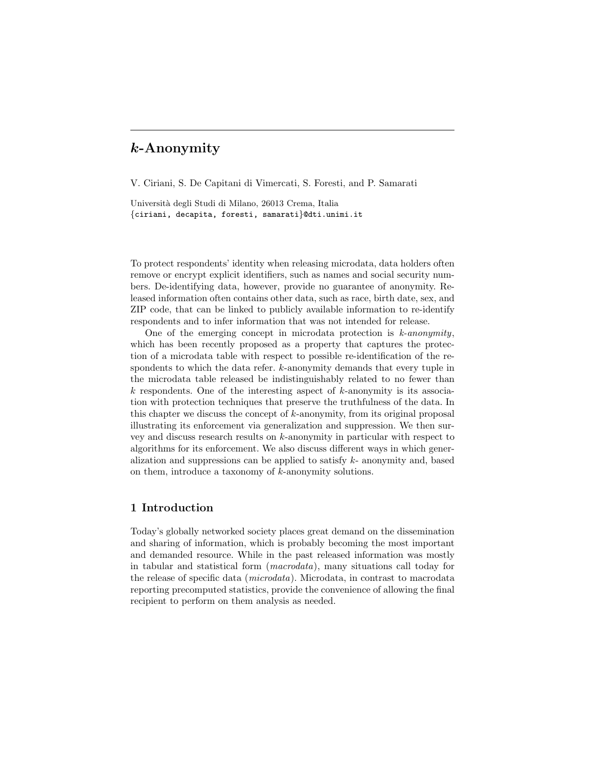# *k*-Anonymity

V. Ciriani, S. De Capitani di Vimercati, S. Foresti, and P. Samarati

Università degli Studi di Milano, 26013 Crema, Italia
{ciriani, decapita, foresti, samarati}@dti.unimi.it

To protect respondents' identity when releasing microdata, data holders often remove or encrypt explicit identifiers, such as names and social security numbers. De-identifying data, however, provide no guarantee of anonymity. Released information often contains other data, such as race, birth date, sex, and ZIP code, that can be linked to publicly available information to re-identify respondents and to infer information that was not intended for release.

One of the emerging concept in microdata protection is *k-anonymity*, which has been recently proposed as a property that captures the protection of a microdata table with respect to possible re-identification of the respondents to which the data refer. $k$-anonymity demands that every tuple in the microdata table released be indistinguishably related to no fewer than $k$ respondents. One of the interesting aspect of $k$-anonymity is its association with protection techniques that preserve the truthfulness of the data. In this chapter we discuss the concept of $k$-anonymity, from its original proposal illustrating its enforcement via generalization and suppression. We then survey and discuss research results on $k$-anonymity in particular with respect to algorithms for its enforcement. We also discuss different ways in which generalization and suppressions can be applied to satisfy $k$- anonymity and, based on them, introduce a taxonomy of $k$-anonymity solutions.

## 1 Introduction

Today's globally networked society places great demand on the dissemination and sharing of information, which is probably becoming the most important and demanded resource. While in the past released information was mostly in tabular and statistical form (*macrodata*), many situations call today for the release of specific data (*microdata*). Microdata, in contrast to macrodata reporting precomputed statistics, provide the convenience of allowing the final recipient to perform on them analysis as needed.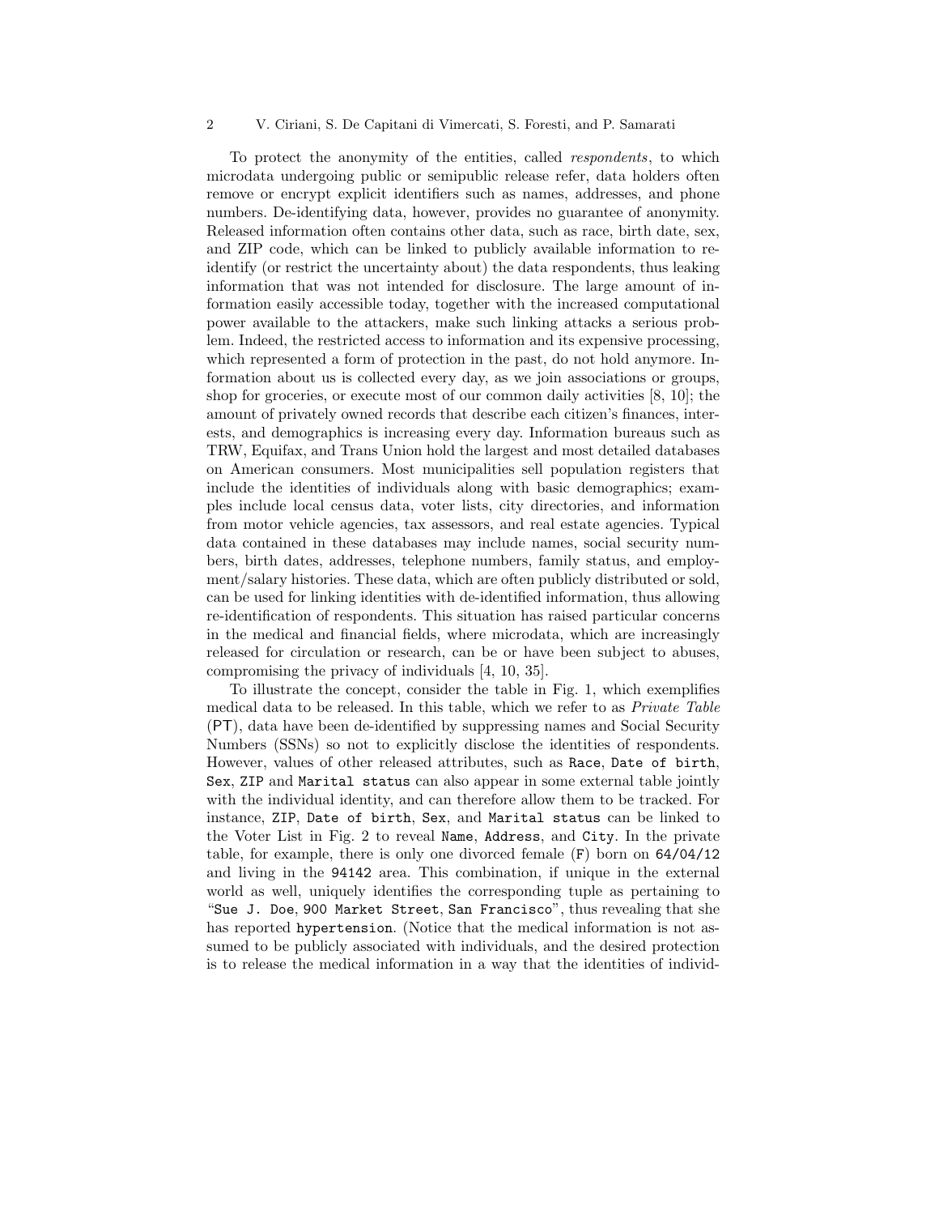To protect the anonymity of the entities, called *respondents*, to which microdata undergoing public or semipublic release refer, data holders often remove or encrypt explicit identifiers such as names, addresses, and phone numbers. De-identifying data, however, provides no guarantee of anonymity. Released information often contains other data, such as race, birth date, sex, and ZIP code, which can be linked to publicly available information to re-identify (or restrict the uncertainty about) the data respondents, thus leaking information that was not intended for disclosure. The large amount of information easily accessible today, together with the increased computational power available to the attackers, make such linking attacks a serious problem. Indeed, the restricted access to information and its expensive processing, which represented a form of protection in the past, do not hold anymore. Information about us is collected every day, as we join associations or groups, shop for groceries, or execute most of our common daily activities [8, 10]; the amount of privately owned records that describe each citizen's finances, interests, and demographics is increasing every day. Information bureaus such as TRW, Equifax, and Trans Union hold the largest and most detailed databases on American consumers. Most municipalities sell population registers that include the identities of individuals along with basic demographics; examples include local census data, voter lists, city directories, and information from motor vehicle agencies, tax assessors, and real estate agencies. Typical data contained in these databases may include names, social security numbers, birth dates, addresses, telephone numbers, family status, and employment/salary histories. These data, which are often publicly distributed or sold, can be used for linking identities with de-identified information, thus allowing re-identification of respondents. This situation has raised particular concerns in the medical and financial fields, where microdata, which are increasingly released for circulation or research, can be or have been subject to abuses, compromising the privacy of individuals [4, 10, 35].

To illustrate the concept, consider the table in Fig. 1, which exemplifies medical data to be released. In this table, which we refer to as *Private Table* (PT), data have been de-identified by suppressing names and Social Security Numbers (SSNs) so not to explicitly disclose the identities of respondents. However, values of other released attributes, such as Race, Date of birth, Sex, ZIP and Marital status can also appear in some external table jointly with the individual identity, and can therefore allow them to be tracked. For instance, ZIP, Date of birth, Sex, and Marital status can be linked to the Voter List in Fig. 2 to reveal Name, Address, and City. In the private table, for example, there is only one divorced female (F) born on 64/04/12 and living in the 94142 area. This combination, if unique in the external world as well, uniquely identifies the corresponding tuple as pertaining to "Sue J. Doe, 900 Market Street, San Francisco", thus revealing that she has reported hypertension. (Notice that the medical information is not assumed to be publicly associated with individuals, and the desired protection is to release the medical information in a way that the identities of individ-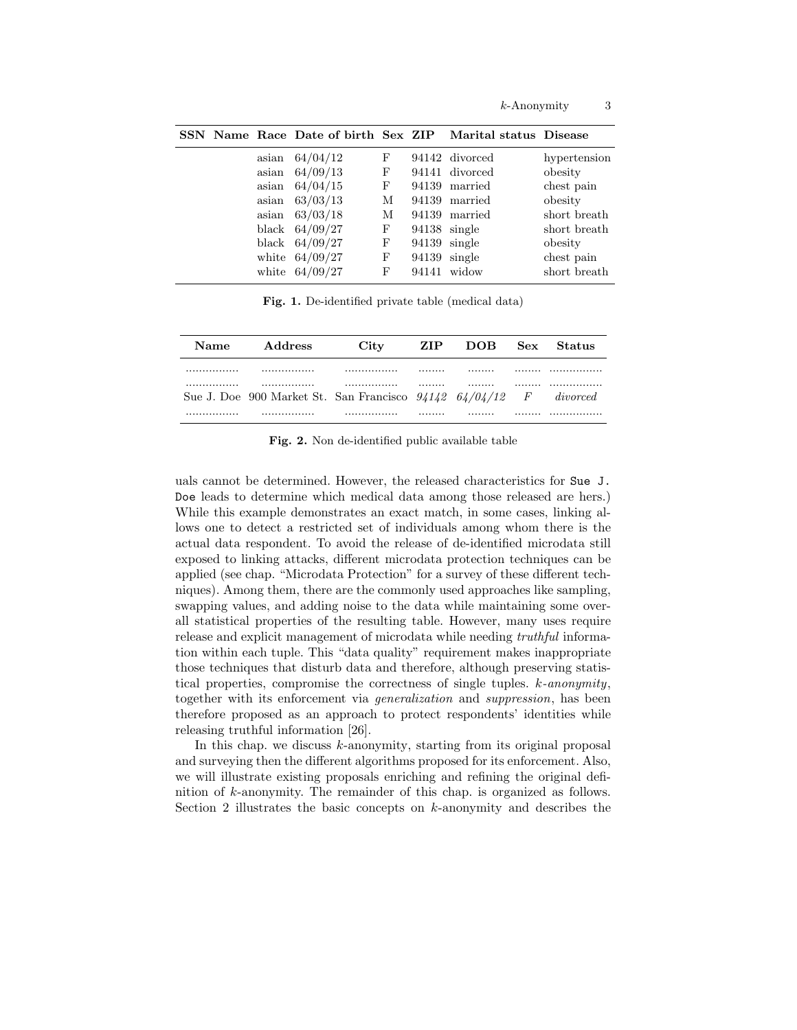| SSN | Name | Race | Date of birth | Sex | ZIP | Marital status | Disease |
|---|---|---|---|---|---|---|---|
| | | asian | 64/04/12 | F | 94142 | divorced | hypertension |
| | | asian | 64/09/13 | F | 94141 | divorced | obesity |
| | | asian | 64/04/15 | F | 94139 | married | chest pain |
| | | asian | 63/03/13 | M | 94139 | married | obesity |
| | | asian | 63/03/18 | M | 94139 | married | short breath |
| | | black | 64/09/27 | F | 94138 | single | short breath |
| | | black | 64/09/27 | F | 94139 | single | obesity |
| | | white | 64/09/27 | F | 94139 | single | chest pain |
| | | white | 64/09/27 | F | 94141 | widow | short breath |

**Fig. 1.** De-identified private table (medical data)

| Name | Address | City | ZIP | DOB | Sex | Status |
|---|---|---|---|---|---|---|
| ................ | ................ | ................ | ........ | ........ | ........ | ................ |
| ................ | ................ | ................ | ........ | ........ | ........ | ................ |
| Sue J. Doe | 900 Market St. | San Francisco | *94142* | *64/04/12* | *F* | *divorced* |
| ................ | ................ | ................ | ........ | ........ | ........ | ................ |

**Fig. 2.** Non de-identified public available table

uals cannot be determined. However, the released characteristics for `Sue J. Doe` leads to determine which medical data among those released are hers.) While this example demonstrates an exact match, in some cases, linking allows one to detect a restricted set of individuals among whom there is the actual data respondent. To avoid the release of de-identified microdata still exposed to linking attacks, different microdata protection techniques can be applied (see chap. "Microdata Protection" for a survey of these different techniques). Among them, there are the commonly used approaches like sampling, swapping values, and adding noise to the data while maintaining some overall statistical properties of the resulting table. However, many uses require release and explicit management of microdata while needing *truthful* information within each tuple. This "data quality" requirement makes inappropriate those techniques that disturb data and therefore, although preserving statistical properties, compromise the correctness of single tuples. $k$*-anonymity*, together with its enforcement via *generalization* and *suppression*, has been therefore proposed as an approach to protect respondents' identities while releasing truthful information [26].

In this chap. we discuss $k$-anonymity, starting from its original proposal and surveying then the different algorithms proposed for its enforcement. Also, we will illustrate existing proposals enriching and refining the original definition of $k$-anonymity. The remainder of this chap. is organized as follows. Section 2 illustrates the basic concepts on $k$-anonymity and describes the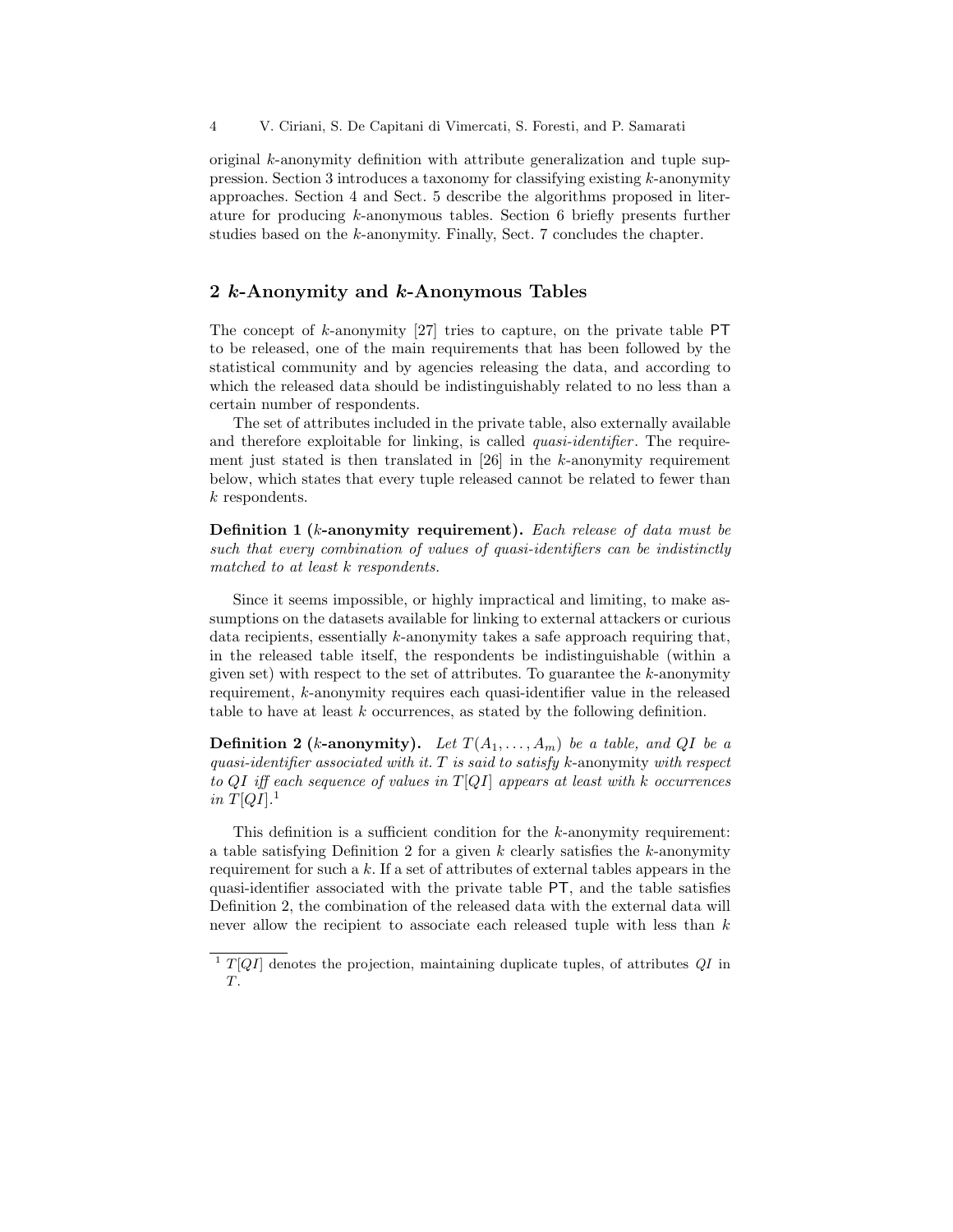original $k$-anonymity definition with attribute generalization and tuple suppression. Section 3 introduces a taxonomy for classifying existing $k$-anonymity approaches. Section 4 and Sect. 5 describe the algorithms proposed in literature for producing $k$-anonymous tables. Section 6 briefly presents further studies based on the $k$-anonymity. Finally, Sect. 7 concludes the chapter.

## 2 $k$-Anonymity and $k$-Anonymous Tables

The concept of $k$-anonymity [27] tries to capture, on the private table PT to be released, one of the main requirements that has been followed by the statistical community and by agencies releasing the data, and according to which the released data should be indistinguishably related to no less than a certain number of respondents.

The set of attributes included in the private table, also externally available and therefore exploitable for linking, is called *quasi-identifier*. The requirement just stated is then translated in [26] in the $k$-anonymity requirement below, which states that every tuple released cannot be related to fewer than $k$ respondents.

**Definition 1 ($k$-anonymity requirement).** *Each release of data must be such that every combination of values of quasi-identifiers can be indistinctly matched to at least $k$ respondents.*

Since it seems impossible, or highly impractical and limiting, to make assumptions on the datasets available for linking to external attackers or curious data recipients, essentially $k$-anonymity takes a safe approach requiring that, in the released table itself, the respondents be indistinguishable (within a given set) with respect to the set of attributes. To guarantee the $k$-anonymity requirement, $k$-anonymity requires each quasi-identifier value in the released table to have at least $k$ occurrences, as stated by the following definition.

**Definition 2 ($k$-anonymity).** *Let $T(A_1, \ldots, A_m)$ be a table, and $QI$ be a quasi-identifier associated with it. $T$ is said to satisfy* $k$-anonymity *with respect to $QI$ iff each sequence of values in $T[QI]$ appears at least with $k$ occurrences in $T[QI]$.*[1]

This definition is a sufficient condition for the $k$-anonymity requirement: a table satisfying Definition 2 for a given $k$ clearly satisfies the $k$-anonymity requirement for such a $k$. If a set of attributes of external tables appears in the quasi-identifier associated with the private table PT, and the table satisfies Definition 2, the combination of the released data with the external data will never allow the recipient to associate each released tuple with less than $k$

[1] $T[QI]$ denotes the projection, maintaining duplicate tuples, of attributes $QI$ in $T$.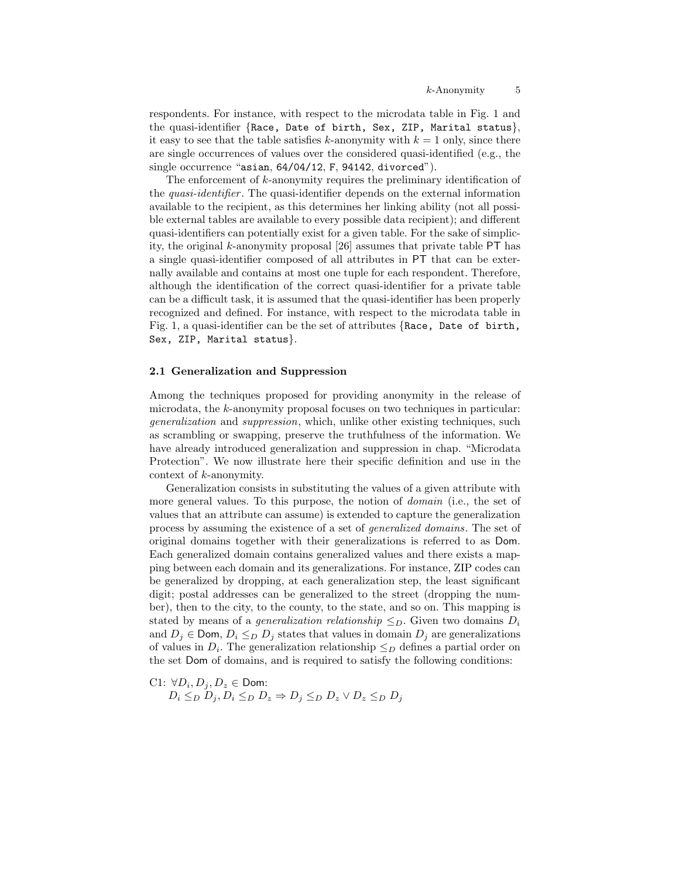respondents. For instance, with respect to the microdata table in Fig. 1 and the quasi-identifier {`Race, Date of birth, Sex, ZIP, Marital status`}, it easy to see that the table satisfies $k$-anonymity with $k = 1$ only, since there are single occurrences of values over the considered quasi-identified (e.g., the single occurrence "`asian`, `64/04/12`, `F`, `94142`, `divorced`").

The enforcement of $k$-anonymity requires the preliminary identification of the *quasi-identifier*. The quasi-identifier depends on the external information available to the recipient, as this determines her linking ability (not all possible external tables are available to every possible data recipient); and different quasi-identifiers can potentially exist for a given table. For the sake of simplicity, the original $k$-anonymity proposal [26] assumes that private table PT has a single quasi-identifier composed of all attributes in PT that can be externally available and contains at most one tuple for each respondent. Therefore, although the identification of the correct quasi-identifier for a private table can be a difficult task, it is assumed that the quasi-identifier has been properly recognized and defined. For instance, with respect to the microdata table in Fig. 1, a quasi-identifier can be the set of attributes {`Race, Date of birth, Sex, ZIP, Marital status`}.

### 2.1 Generalization and Suppression

Among the techniques proposed for providing anonymity in the release of microdata, the $k$-anonymity proposal focuses on two techniques in particular: *generalization* and *suppression*, which, unlike other existing techniques, such as scrambling or swapping, preserve the truthfulness of the information. We have already introduced generalization and suppression in chap. "Microdata Protection". We now illustrate here their specific definition and use in the context of $k$-anonymity.

Generalization consists in substituting the values of a given attribute with more general values. To this purpose, the notion of *domain* (i.e., the set of values that an attribute can assume) is extended to capture the generalization process by assuming the existence of a set of *generalized domains*. The set of original domains together with their generalizations is referred to as Dom. Each generalized domain contains generalized values and there exists a mapping between each domain and its generalizations. For instance, ZIP codes can be generalized by dropping, at each generalization step, the least significant digit; postal addresses can be generalized to the street (dropping the number), then to the city, to the county, to the state, and so on. This mapping is stated by means of a *generalization relationship* $\leq_D$. Given two domains $D_i$ and $D_j \in \mathsf{Dom}$, $D_i \leq_D D_j$ states that values in domain $D_j$ are generalizations of values in $D_i$. The generalization relationship $\leq_D$ defines a partial order on the set Dom of domains, and is required to satisfy the following conditions:

C1: $\forall D_i, D_j, D_z \in \mathsf{Dom}$:
$D_i \leq_D D_j, D_i \leq_D D_z \Rightarrow D_j \leq_D D_z \vee D_z \leq_D D_j$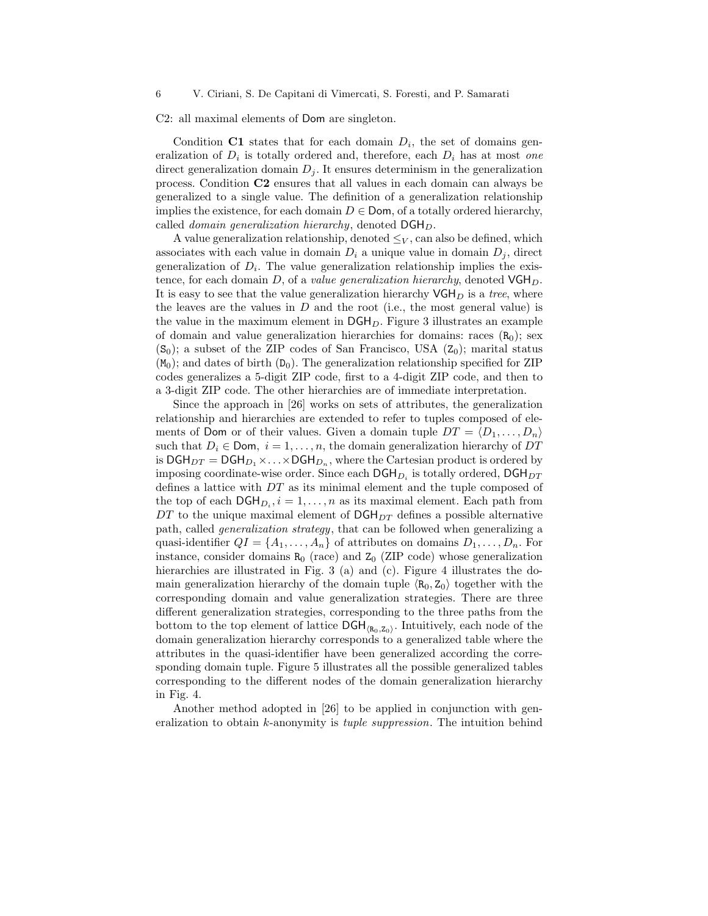C2: all maximal elements of Dom are singleton.

Condition **C1** states that for each domain $D_i$, the set of domains generalization of $D_i$ is totally ordered and, therefore, each $D_i$ has at most *one* direct generalization domain $D_j$. It ensures determinism in the generalization process. Condition **C2** ensures that all values in each domain can always be generalized to a single value. The definition of a generalization relationship implies the existence, for each domain $D \in \mathsf{Dom}$, of a totally ordered hierarchy, called *domain generalization hierarchy*, denoted $\mathsf{DGH}_D$.

A value generalization relationship, denoted $\leq_V$, can also be defined, which associates with each value in domain $D_i$ a unique value in domain $D_j$, direct generalization of $D_i$. The value generalization relationship implies the existence, for each domain $D$, of a *value generalization hierarchy*, denoted $\mathsf{VGH}_D$. It is easy to see that the value generalization hierarchy $\mathsf{VGH}_D$ is a *tree*, where the leaves are the values in $D$ and the root (i.e., the most general value) is the value in the maximum element in $\mathsf{DGH}_D$. Figure 3 illustrates an example of domain and value generalization hierarchies for domains: races ($\mathtt{R}_0$); sex ($\mathtt{S}_0$); a subset of the ZIP codes of San Francisco, USA ($\mathtt{Z}_0$); marital status ($\mathtt{M}_0$); and dates of birth ($\mathtt{D}_0$). The generalization relationship specified for ZIP codes generalizes a 5-digit ZIP code, first to a 4-digit ZIP code, and then to a 3-digit ZIP code. The other hierarchies are of immediate interpretation.

Since the approach in [26] works on sets of attributes, the generalization relationship and hierarchies are extended to refer to tuples composed of elements of Dom or of their values. Given a domain tuple $DT = \langle D_1, \ldots, D_n \rangle$ such that $D_i \in \mathsf{Dom}$, $i = 1, \ldots, n$, the domain generalization hierarchy of $DT$ is $\mathsf{DGH}_{DT} = \mathsf{DGH}_{D_1} \times \ldots \times \mathsf{DGH}_{D_n}$, where the Cartesian product is ordered by imposing coordinate-wise order. Since each $\mathsf{DGH}_{D_i}$ is totally ordered, $\mathsf{DGH}_{DT}$ defines a lattice with $DT$ as its minimal element and the tuple composed of the top of each $\mathsf{DGH}_{D_i}, i = 1, \ldots, n$ as its maximal element. Each path from $DT$ to the unique maximal element of $\mathsf{DGH}_{DT}$ defines a possible alternative path, called *generalization strategy*, that can be followed when generalizing a quasi-identifier $QI = \{A_1, \ldots, A_n\}$ of attributes on domains $D_1, \ldots, D_n$. For instance, consider domains $\mathtt{R}_0$ (race) and $\mathtt{Z}_0$ (ZIP code) whose generalization hierarchies are illustrated in Fig. 3 (a) and (c). Figure 4 illustrates the domain generalization hierarchy of the domain tuple $\langle \mathtt{R}_0, \mathtt{Z}_0 \rangle$ together with the corresponding domain and value generalization strategies. There are three different generalization strategies, corresponding to the three paths from the bottom to the top element of lattice $\mathsf{DGH}_{\langle \mathtt{R}_0, \mathtt{Z}_0 \rangle}$. Intuitively, each node of the domain generalization hierarchy corresponds to a generalized table where the attributes in the quasi-identifier have been generalized according the corresponding domain tuple. Figure 5 illustrates all the possible generalized tables corresponding to the different nodes of the domain generalization hierarchy in Fig. 4.

Another method adopted in [26] to be applied in conjunction with generalization to obtain $k$-anonymity is *tuple suppression*. The intuition behind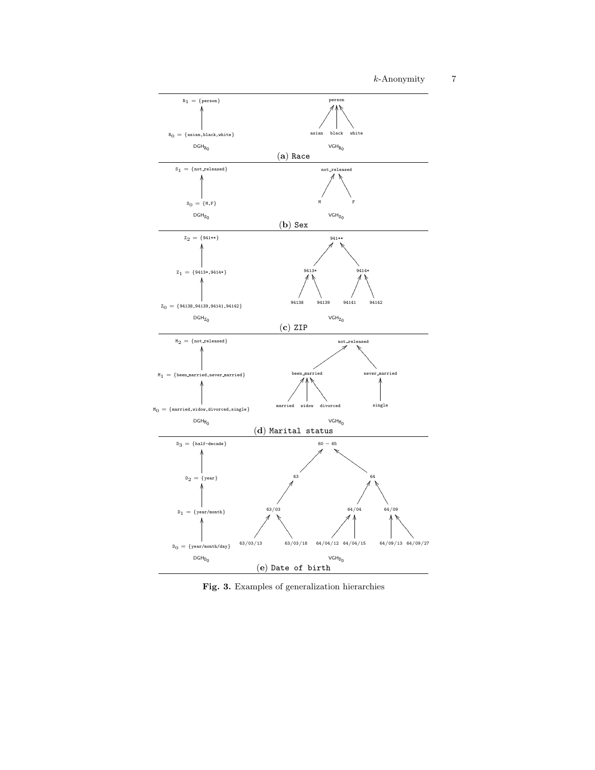$R_1$ = {person}

$R_0$ = {asian,black,white}

$DGH_{R_0}$

person

asian black white

$VGH_{R_0}$

(**a**) Race

$S_1$ = {not_released}

$S_0$ = {M,F}

$DGH_{S_0}$

not_released

M F

$VGH_{S_0}$

(**b**) Sex

$Z_2$ = {941**}

$Z_1$ = {9413*,9414*}

$Z_0$ = {94138,94139,94141,94142}

$DGH_{Z_0}$

941**

9413* 9414*

94138 94139 94141 94142

$VGH_{Z_0}$

(**c**) ZIP

$M_2$ = {not_released}

$M_1$ = {been_married,never_married}

$M_0$ = {married,widow,divorced,single}

$DGH_{M_0}$

not_released

been_married never_married

married widow divorced single

$VGH_{M_0}$

(**d**) Marital status

$D_3$ = {half-decade}

$D_2$ = {year}

$D_1$ = {year/month}

$D_0$ = {year/month/day}

$DGH_{D_0}$

60 − 65

63 64

63/03 64/04 64/09

63/03/13 63/03/18 64/04/12 64/04/15 64/09/13 64/09/27

$VGH_{D_0}$

(**e**) Date of birth

**Fig. 3.** Examples of generalization hierarchies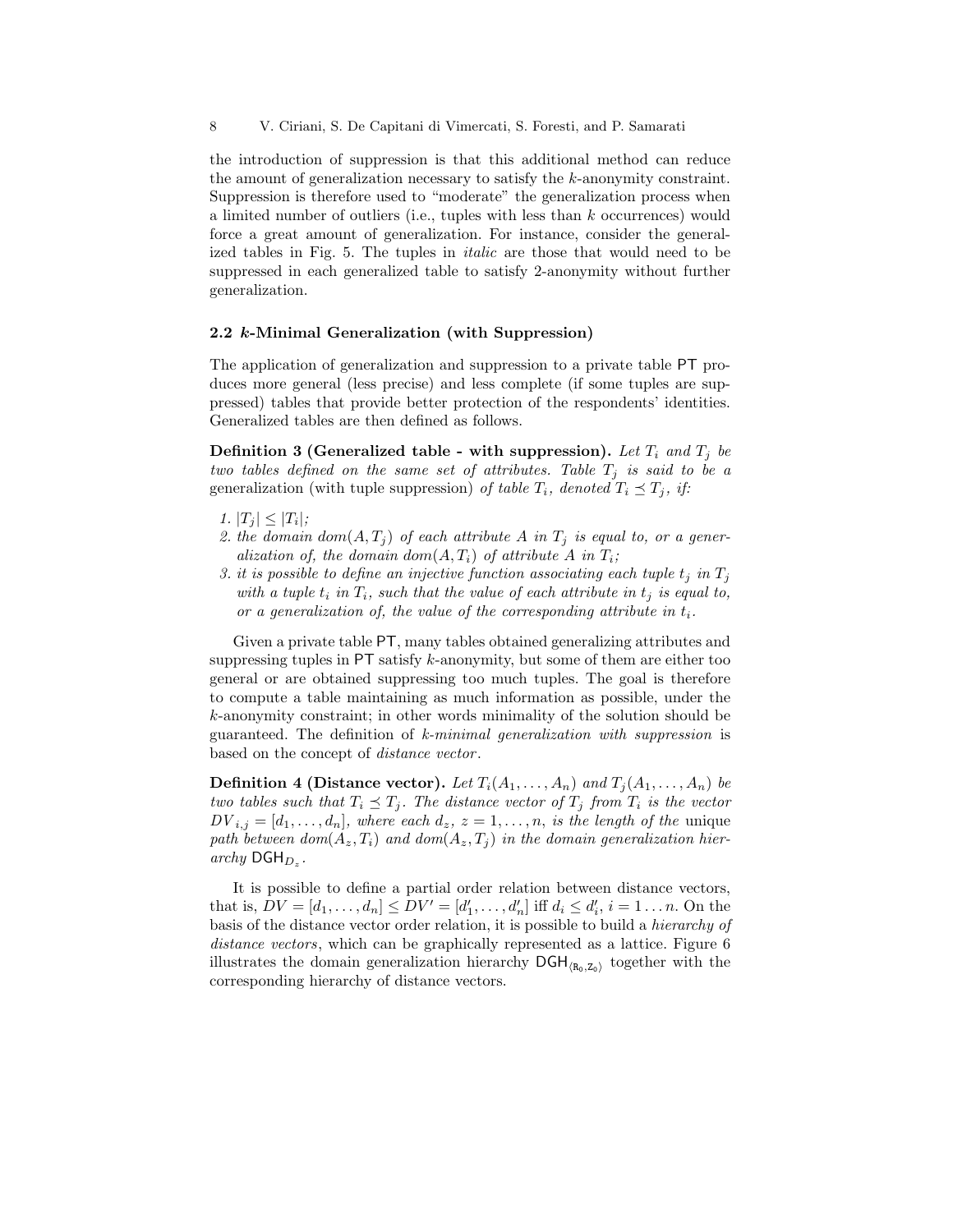the introduction of suppression is that this additional method can reduce the amount of generalization necessary to satisfy the $k$-anonymity constraint. Suppression is therefore used to "moderate" the generalization process when a limited number of outliers (i.e., tuples with less than $k$ occurrences) would force a great amount of generalization. For instance, consider the generalized tables in Fig. 5. The tuples in *italic* are those that would need to be suppressed in each generalized table to satisfy 2-anonymity without further generalization.

### 2.2 $k$-Minimal Generalization (with Suppression)

The application of generalization and suppression to a private table PT produces more general (less precise) and less complete (if some tuples are suppressed) tables that provide better protection of the respondents' identities. Generalized tables are then defined as follows.

**Definition 3 (Generalized table - with suppression).** *Let $T_i$ and $T_j$ be two tables defined on the same set of attributes. Table $T_j$ is said to be a* generalization (with tuple suppression) *of table $T_i$, denoted $T_i \preceq T_j$, if:*

1. *$|T_j| \leq |T_i|$;*
2. *the domain $dom(A, T_j)$ of each attribute $A$ in $T_j$ is equal to, or a generalization of, the domain $dom(A, T_i)$ of attribute $A$ in $T_i$;*
3. *it is possible to define an injective function associating each tuple $t_j$ in $T_j$ with a tuple $t_i$ in $T_i$, such that the value of each attribute in $t_j$ is equal to, or a generalization of, the value of the corresponding attribute in $t_i$.*

Given a private table PT, many tables obtained generalizing attributes and suppressing tuples in PT satisfy $k$-anonymity, but some of them are either too general or are obtained suppressing too much tuples. The goal is therefore to compute a table maintaining as much information as possible, under the $k$-anonymity constraint; in other words minimality of the solution should be guaranteed. The definition of *$k$-minimal generalization with suppression* is based on the concept of *distance vector*.

**Definition 4 (Distance vector).** *Let $T_i(A_1, \ldots, A_n)$ and $T_j(A_1, \ldots, A_n)$ be two tables such that $T_i \preceq T_j$. The distance vector of $T_j$ from $T_i$ is the vector $DV_{i,j} = [d_1, \ldots, d_n]$, where each $d_z$, $z = 1, \ldots, n$, is the length of the* unique *path between $dom(A_z, T_i)$ and $dom(A_z, T_j)$ in the domain generalization hierarchy $\mathsf{DGH}_{D_z}$.*

It is possible to define a partial order relation between distance vectors, that is, $DV = [d_1, \ldots, d_n] \leq DV' = [d'_1, \ldots, d'_n]$ iff $d_i \leq d'_i$, $i = 1 \ldots n$. On the basis of the distance vector order relation, it is possible to build a *hierarchy of distance vectors*, which can be graphically represented as a lattice. Figure 6 illustrates the domain generalization hierarchy $\mathsf{DGH}_{\langle \mathtt{R_0}, \mathtt{Z_0} \rangle}$ together with the corresponding hierarchy of distance vectors.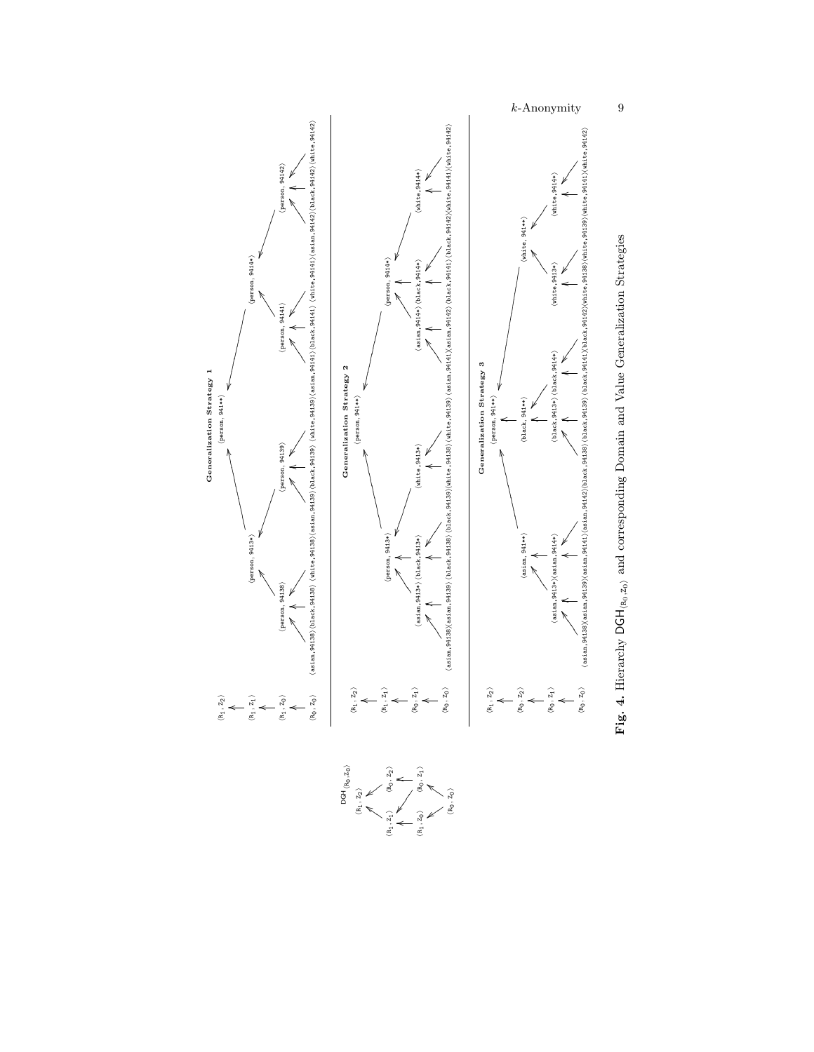**Fig. 4.** Hierarchy $\mathsf{DGH}_{\langle R_0, Z_0 \rangle}$ and corresponding Domain and Value Generalization Strategies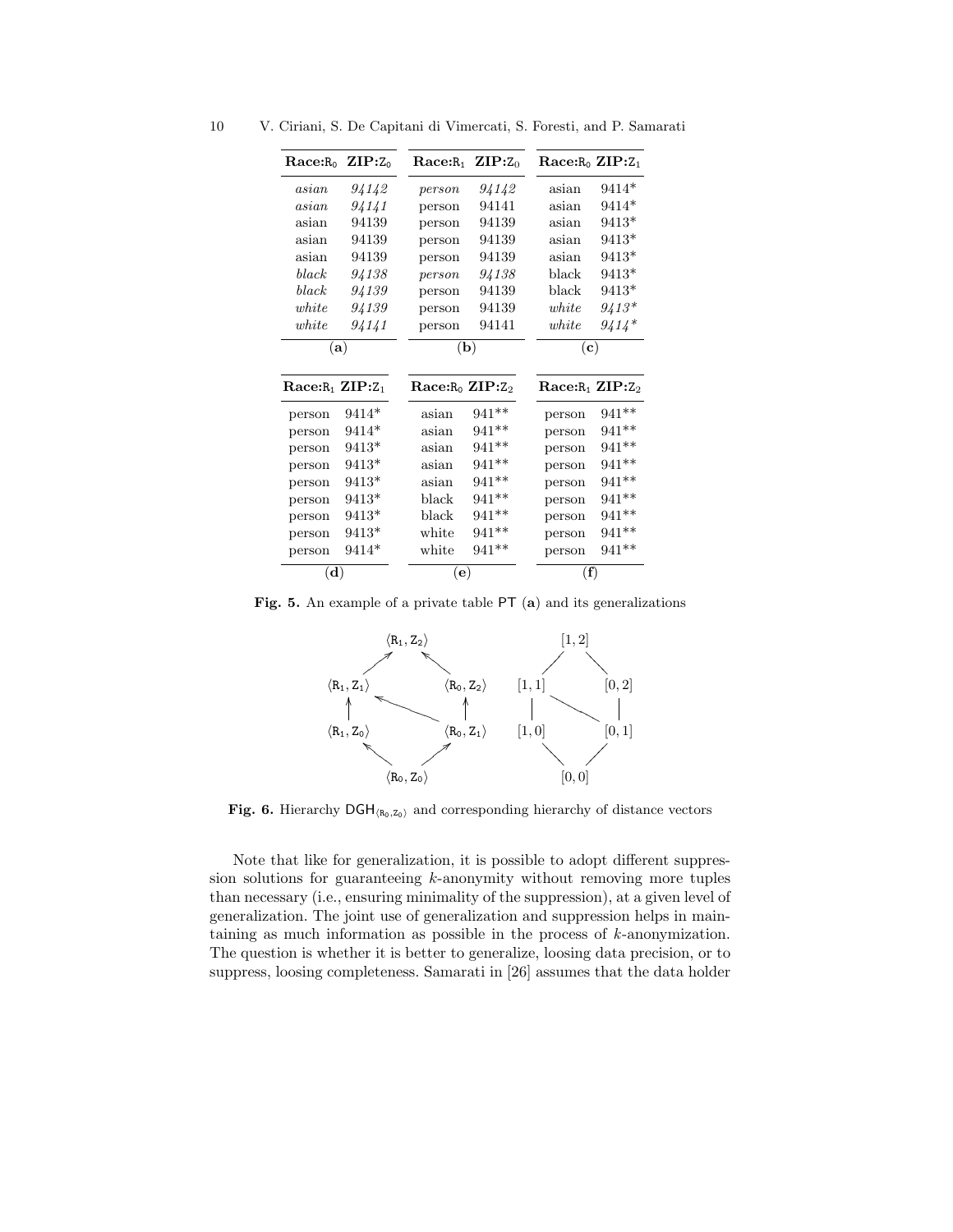| **Race**:$R_0$ | **ZIP**:$Z_0$ |
|---|---|
| *asian* | *94142* |
| *asian* | *94141* |
| asian | 94139 |
| asian | 94139 |
| asian | 94139 |
| *black* | *94138* |
| *black* | *94139* |
| *white* | *94139* |
| *white* | *94141* |

(**a**)

| **Race**:$R_1$ | **ZIP**:$Z_0$ |
|---|---|
| *person* | *94142* |
| person | 94141 |
| person | 94139 |
| person | 94139 |
| person | 94139 |
| *person* | *94138* |
| person | 94139 |
| person | 94139 |
| person | 94141 |

(**b**)

| **Race**:$R_0$ | **ZIP**:$Z_1$ |
|---|---|
| asian | 9414* |
| asian | 9414* |
| asian | 9413* |
| asian | 9413* |
| asian | 9413* |
| black | 9413* |
| black | 9413* |
| *white* | *9413** |
| *white* | *9414** |

(**c**)

| **Race**:$R_1$ | **ZIP**:$Z_1$ |
|---|---|
| person | 9414* |
| person | 9414* |
| person | 9413* |
| person | 9413* |
| person | 9413* |
| person | 9413* |
| person | 9413* |
| person | 9413* |
| person | 9414* |

(**d**)

| **Race**:$R_0$ | **ZIP**:$Z_2$ |
|---|---|
| asian | 941** |
| asian | 941** |
| asian | 941** |
| asian | 941** |
| asian | 941** |
| black | 941** |
| black | 941** |
| white | 941** |
| white | 941** |

(**e**)

| **Race**:$R_1$ | **ZIP**:$Z_2$ |
|---|---|
| person | 941** |
| person | 941** |
| person | 941** |
| person | 941** |
| person | 941** |
| person | 941** |
| person | 941** |
| person | 941** |
| person | 941** |

(**f**)

**Fig. 5.** An example of a private table PT (**a**) and its generalizations

$\langle R_1, Z_2 \rangle$ ; $\langle R_1, Z_1 \rangle$, $\langle R_0, Z_2 \rangle$ ; $\langle R_1, Z_0 \rangle$, $\langle R_0, Z_1 \rangle$ ; $\langle R_0, Z_0 \rangle$ — [1, 2] ; [1, 1], [0, 2] ; [1, 0], [0, 1] ; [0, 0]

**Fig. 6.** Hierarchy $\mathsf{DGH}_{\langle R_0, Z_0 \rangle}$ and corresponding hierarchy of distance vectors

Note that like for generalization, it is possible to adopt different suppression solutions for guaranteeing $k$-anonymity without removing more tuples than necessary (i.e., ensuring minimality of the suppression), at a given level of generalization. The joint use of generalization and suppression helps in maintaining as much information as possible in the process of $k$-anonymization. The question is whether it is better to generalize, loosing data precision, or to suppress, loosing completeness. Samarati in [26] assumes that the data holder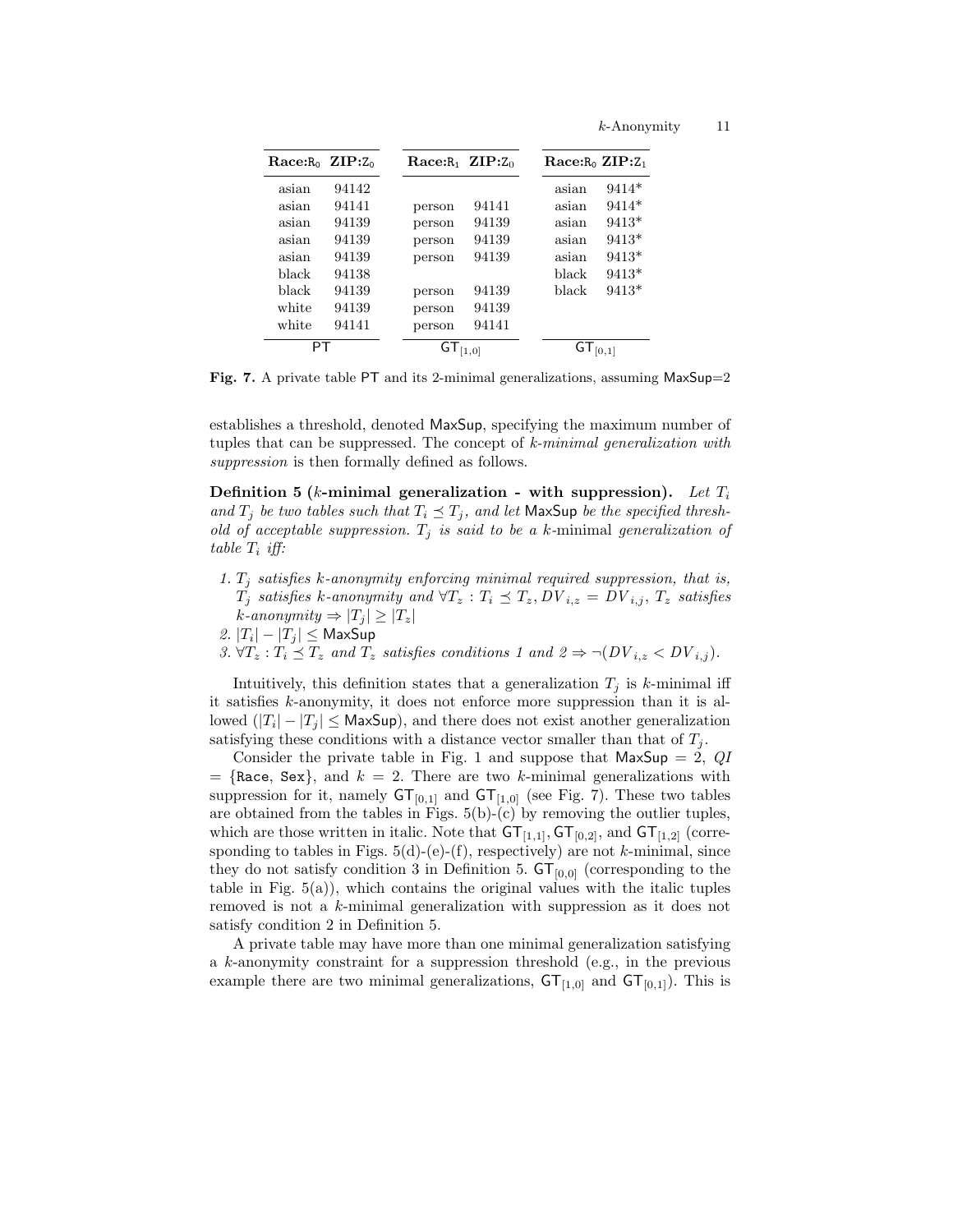| Race:$R_0$ | ZIP:$Z_0$ |
|---|---|
| asian | 94142 |
| asian | 94141 |
| asian | 94139 |
| asian | 94139 |
| asian | 94139 |
| black | 94138 |
| black | 94139 |
| white | 94139 |
| white | 94141 |
| PT | |

| Race:$R_1$ | ZIP:$Z_0$ |
|---|---|
| | |
| person | 94141 |
| person | 94139 |
| person | 94139 |
| person | 94139 |
| | |
| person | 94139 |
| person | 94139 |
| person | 94141 |
| $\mathsf{GT}_{[1,0]}$ | |

| Race:$R_0$ | ZIP:$Z_1$ |
|---|---|
| asian | 9414* |
| asian | 9414* |
| asian | 9413* |
| asian | 9413* |
| asian | 9413* |
| black | 9413* |
| black | 9413* |
| $\mathsf{GT}_{[0,1]}$ | |

**Fig. 7.** A private table PT and its 2-minimal generalizations, assuming MaxSup=2

establishes a threshold, denoted MaxSup, specifying the maximum number of tuples that can be suppressed. The concept of *k-minimal generalization with suppression* is then formally defined as follows.

**Definition 5 ($k$-minimal generalization - with suppression).** *Let $T_i$ and $T_j$ be two tables such that $T_i \preceq T_j$, and let* MaxSup *be the specified threshold of acceptable suppression. $T_j$ is said to be a $k$-*minimal *generalization of table $T_i$ iff:*

1. *$T_j$ satisfies $k$-anonymity enforcing minimal required suppression, that is, $T_j$ satisfies $k$-anonymity and $\forall T_z : T_i \preceq T_z, DV_{i,z} = DV_{i,j}$, $T_z$ satisfies $k$-anonymity $\Rightarrow |T_j| \geq |T_z|$*
2. *$|T_i| - |T_j| \leq$ MaxSup*
3. *$\forall T_z : T_i \preceq T_z$ and $T_z$ satisfies conditions 1 and 2 $\Rightarrow \neg(DV_{i,z} < DV_{i,j})$.*

Intuitively, this definition states that a generalization $T_j$ is $k$-minimal iff it satisfies $k$-anonymity, it does not enforce more suppression than it is allowed ($|T_i| - |T_j| \leq$ MaxSup), and there does not exist another generalization satisfying these conditions with a distance vector smaller than that of $T_j$.

Consider the private table in Fig. 1 and suppose that MaxSup $= 2$, $QI$ $= \{$Race, Sex$\}$, and $k = 2$. There are two $k$-minimal generalizations with suppression for it, namely $\mathsf{GT}_{[0,1]}$ and $\mathsf{GT}_{[1,0]}$ (see Fig. 7). These two tables are obtained from the tables in Figs. 5(b)-(c) by removing the outlier tuples, which are those written in italic. Note that $\mathsf{GT}_{[1,1]}, \mathsf{GT}_{[0,2]}$, and $\mathsf{GT}_{[1,2]}$ (corresponding to tables in Figs. 5(d)-(e)-(f), respectively) are not $k$-minimal, since they do not satisfy condition 3 in Definition 5. $\mathsf{GT}_{[0,0]}$ (corresponding to the table in Fig. 5(a)), which contains the original values with the italic tuples removed is not a $k$-minimal generalization with suppression as it does not satisfy condition 2 in Definition 5.

A private table may have more than one minimal generalization satisfying a $k$-anonymity constraint for a suppression threshold (e.g., in the previous example there are two minimal generalizations, $\mathsf{GT}_{[1,0]}$ and $\mathsf{GT}_{[0,1]}$). This is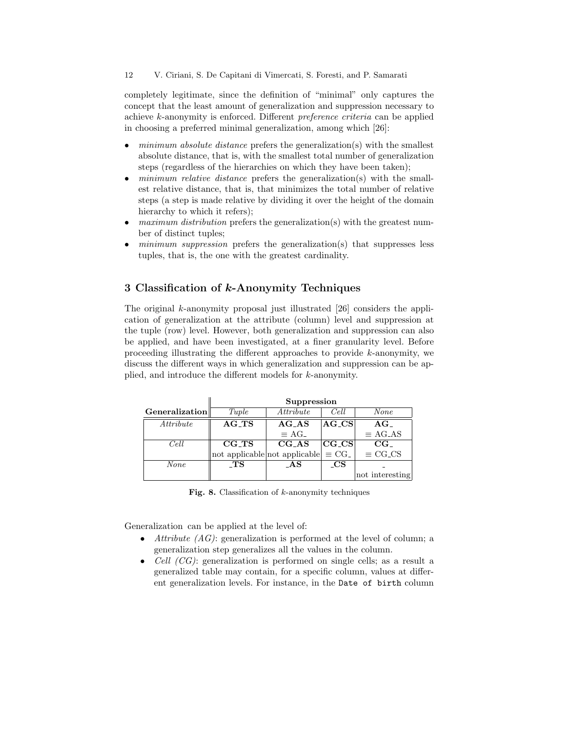completely legitimate, since the definition of "minimal" only captures the concept that the least amount of generalization and suppression necessary to achieve $k$-anonymity is enforced. Different *preference criteria* can be applied in choosing a preferred minimal generalization, among which [26]:

- *minimum absolute distance* prefers the generalization(s) with the smallest absolute distance, that is, with the smallest total number of generalization steps (regardless of the hierarchies on which they have been taken);
- *minimum relative distance* prefers the generalization(s) with the smallest relative distance, that is, that minimizes the total number of relative steps (a step is made relative by dividing it over the height of the domain hierarchy to which it refers);
- *maximum distribution* prefers the generalization(s) with the greatest number of distinct tuples;
- *minimum suppression* prefers the generalization(s) that suppresses less tuples, that is, the one with the greatest cardinality.

## 3 Classification of *k*-Anonymity Techniques

The original $k$-anonymity proposal just illustrated [26] considers the application of generalization at the attribute (column) level and suppression at the tuple (row) level. However, both generalization and suppression can also be applied, and have been investigated, at a finer granularity level. Before proceeding illustrating the different approaches to provide $k$-anonymity, we discuss the different ways in which generalization and suppression can be applied, and introduce the different models for $k$-anonymity.

| | **Suppression** | | | |
|---|---|---|---|---|
| **Generalization** | *Tuple* | *Attribute* | *Cell* | *None* |
| *Attribute* | **AG_TS** | **AG_AS** ≡ AG_ | **AG_CS** | **AG_** ≡ AG_AS |
| *Cell* | **CG_TS** not applicable | **CG_AS** not applicable | **CG_CS** ≡ CG_ | **CG_** ≡ CG_CS |
| *None* | **_TS** | **_AS** | **_CS** | _ not interesting |

**Fig. 8.** Classification of $k$-anonymity techniques

Generalization can be applied at the level of:

- *Attribute (AG)*: generalization is performed at the level of column; a generalization step generalizes all the values in the column.
- *Cell (CG)*: generalization is performed on single cells; as a result a generalized table may contain, for a specific column, values at different generalization levels. For instance, in the `Date of birth` column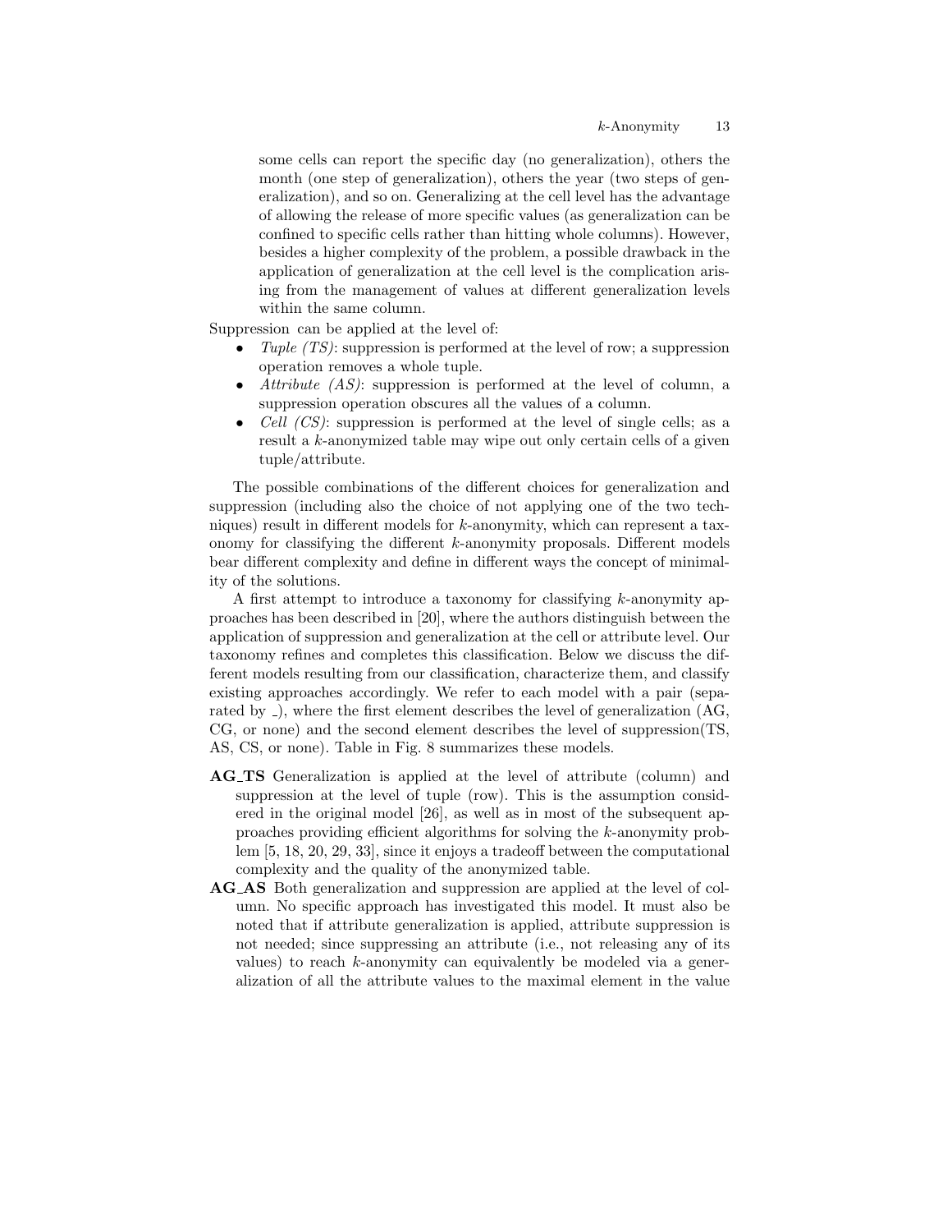some cells can report the specific day (no generalization), others the month (one step of generalization), others the year (two steps of generalization), and so on. Generalizing at the cell level has the advantage of allowing the release of more specific values (as generalization can be confined to specific cells rather than hitting whole columns). However, besides a higher complexity of the problem, a possible drawback in the application of generalization at the cell level is the complication arising from the management of values at different generalization levels within the same column.

Suppression can be applied at the level of:

- *Tuple (TS)*: suppression is performed at the level of row; a suppression operation removes a whole tuple.
- *Attribute (AS)*: suppression is performed at the level of column, a suppression operation obscures all the values of a column.
- *Cell (CS)*: suppression is performed at the level of single cells; as a result a $k$-anonymized table may wipe out only certain cells of a given tuple/attribute.

The possible combinations of the different choices for generalization and suppression (including also the choice of not applying one of the two techniques) result in different models for $k$-anonymity, which can represent a taxonomy for classifying the different $k$-anonymity proposals. Different models bear different complexity and define in different ways the concept of minimality of the solutions.

A first attempt to introduce a taxonomy for classifying $k$-anonymity approaches has been described in [20], where the authors distinguish between the application of suppression and generalization at the cell or attribute level. Our taxonomy refines and completes this classification. Below we discuss the different models resulting from our classification, characterize them, and classify existing approaches accordingly. We refer to each model with a pair (separated by _), where the first element describes the level of generalization (AG, CG, or none) and the second element describes the level of suppression(TS, AS, CS, or none). Table in Fig. 8 summarizes these models.

**AG_TS** Generalization is applied at the level of attribute (column) and suppression at the level of tuple (row). This is the assumption considered in the original model [26], as well as in most of the subsequent approaches providing efficient algorithms for solving the $k$-anonymity problem [5, 18, 20, 29, 33], since it enjoys a tradeoff between the computational complexity and the quality of the anonymized table.

**AG_AS** Both generalization and suppression are applied at the level of column. No specific approach has investigated this model. It must also be noted that if attribute generalization is applied, attribute suppression is not needed; since suppressing an attribute (i.e., not releasing any of its values) to reach $k$-anonymity can equivalently be modeled via a generalization of all the attribute values to the maximal element in the value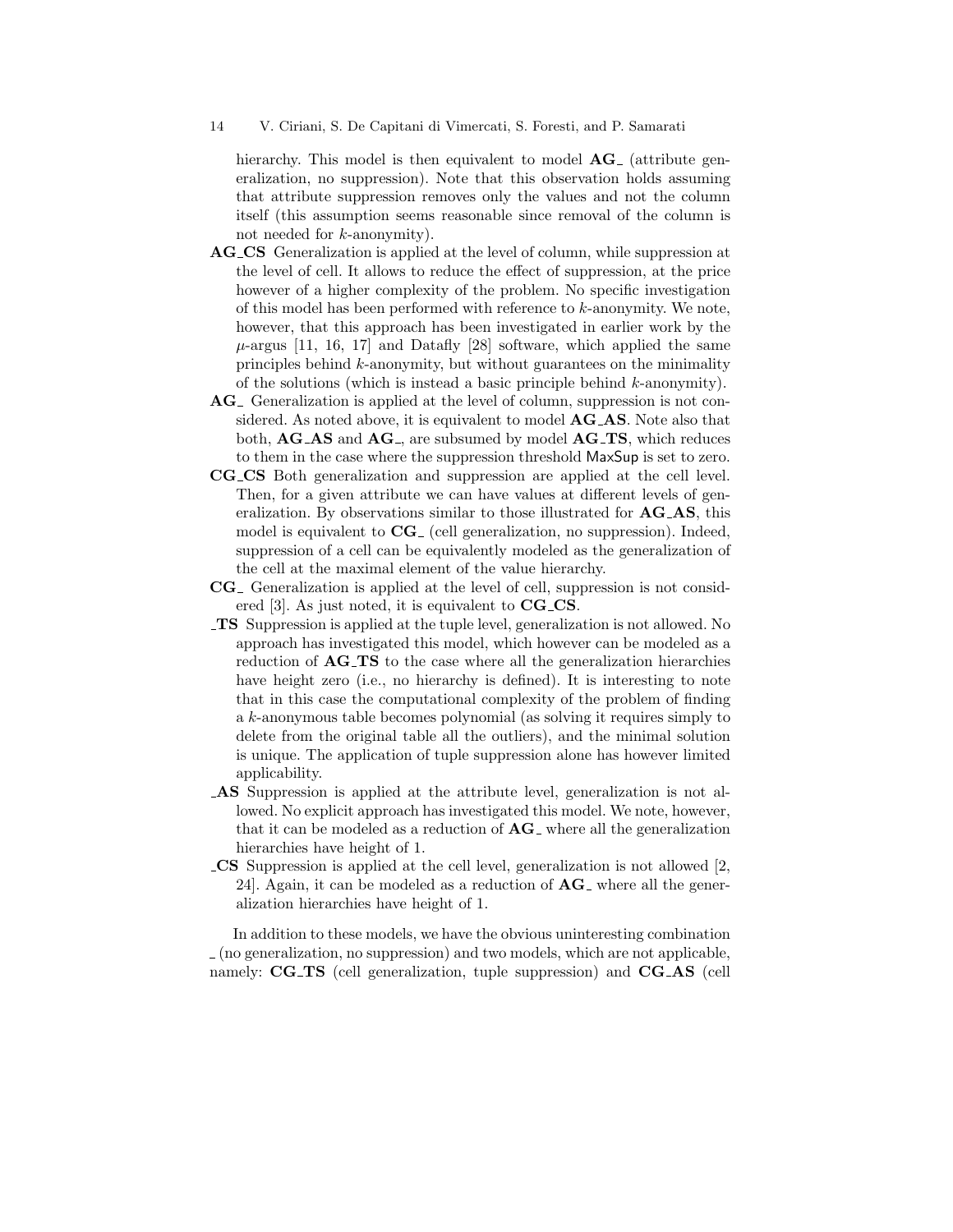hierarchy. This model is then equivalent to model **AG_** (attribute generalization, no suppression). Note that this observation holds assuming that attribute suppression removes only the values and not the column itself (this assumption seems reasonable since removal of the column is not needed for $k$-anonymity).

- **AG_CS** Generalization is applied at the level of column, while suppression at the level of cell. It allows to reduce the effect of suppression, at the price however of a higher complexity of the problem. No specific investigation of this model has been performed with reference to $k$-anonymity. We note, however, that this approach has been investigated in earlier work by the $\mu$-argus [11, 16, 17] and Datafly [28] software, which applied the same principles behind $k$-anonymity, but without guarantees on the minimality of the solutions (which is instead a basic principle behind $k$-anonymity).
- **AG_** Generalization is applied at the level of column, suppression is not considered. As noted above, it is equivalent to model **AG_AS**. Note also that both, **AG_AS** and **AG_**, are subsumed by model **AG_TS**, which reduces to them in the case where the suppression threshold MaxSup is set to zero.
- **CG_CS** Both generalization and suppression are applied at the cell level. Then, for a given attribute we can have values at different levels of generalization. By observations similar to those illustrated for **AG_AS**, this model is equivalent to **CG_** (cell generalization, no suppression). Indeed, suppression of a cell can be equivalently modeled as the generalization of the cell at the maximal element of the value hierarchy.
- **CG_** Generalization is applied at the level of cell, suppression is not considered [3]. As just noted, it is equivalent to **CG_CS**.
- **_TS** Suppression is applied at the tuple level, generalization is not allowed. No approach has investigated this model, which however can be modeled as a reduction of **AG_TS** to the case where all the generalization hierarchies have height zero (i.e., no hierarchy is defined). It is interesting to note that in this case the computational complexity of the problem of finding a $k$-anonymous table becomes polynomial (as solving it requires simply to delete from the original table all the outliers), and the minimal solution is unique. The application of tuple suppression alone has however limited applicability.
- **_AS** Suppression is applied at the attribute level, generalization is not allowed. No explicit approach has investigated this model. We note, however, that it can be modeled as a reduction of **AG_** where all the generalization hierarchies have height of 1.
- **_CS** Suppression is applied at the cell level, generalization is not allowed [2, 24]. Again, it can be modeled as a reduction of **AG_** where all the generalization hierarchies have height of 1.

In addition to these models, we have the obvious uninteresting combination _ (no generalization, no suppression) and two models, which are not applicable, namely: **CG_TS** (cell generalization, tuple suppression) and **CG_AS** (cell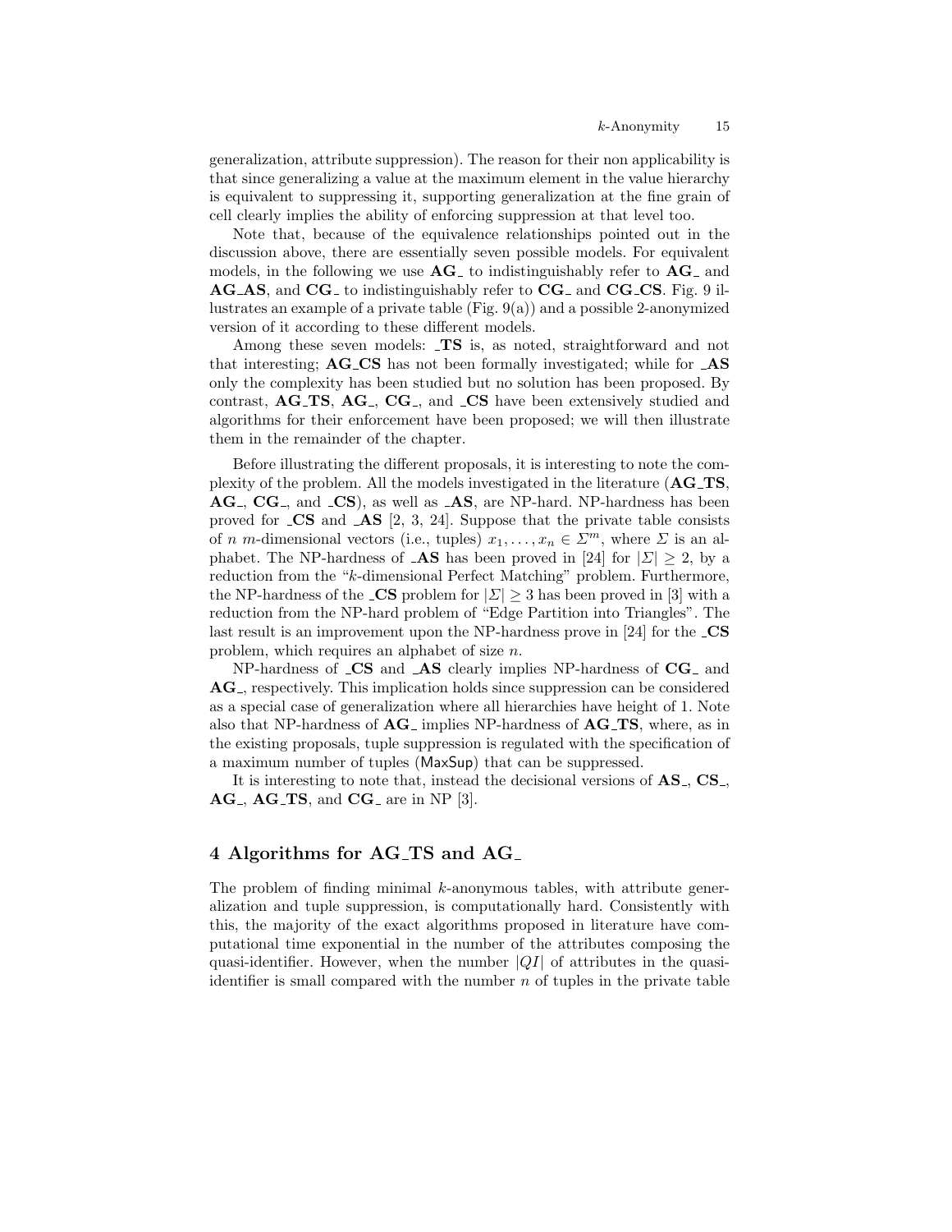generalization, attribute suppression). The reason for their non applicability is that since generalizing a value at the maximum element in the value hierarchy is equivalent to suppressing it, supporting generalization at the fine grain of cell clearly implies the ability of enforcing suppression at that level too.

Note that, because of the equivalence relationships pointed out in the discussion above, there are essentially seven possible models. For equivalent models, in the following we use **AG_** to indistinguishably refer to **AG_** and **AG_AS**, and **CG_** to indistinguishably refer to **CG_** and **CG_CS**. Fig. 9 illustrates an example of a private table (Fig. 9(a)) and a possible 2-anonymized version of it according to these different models.

Among these seven models: **_TS** is, as noted, straightforward and not that interesting; **AG_CS** has not been formally investigated; while for **_AS** only the complexity has been studied but no solution has been proposed. By contrast, **AG_TS**, **AG_**, **CG_**, and **_CS** have been extensively studied and algorithms for their enforcement have been proposed; we will then illustrate them in the remainder of the chapter.

Before illustrating the different proposals, it is interesting to note the complexity of the problem. All the models investigated in the literature (**AG_TS**, **AG_**, **CG_**, and **_CS**), as well as **_AS**, are NP-hard. NP-hardness has been proved for **_CS** and **_AS** [2, 3, 24]. Suppose that the private table consists of $n$ $m$-dimensional vectors (i.e., tuples) $x_1, \ldots, x_n \in \Sigma^m$, where $\Sigma$ is an alphabet. The NP-hardness of **_AS** has been proved in [24] for $|\Sigma| \geq 2$, by a reduction from the "$k$-dimensional Perfect Matching" problem. Furthermore, the NP-hardness of the **_CS** problem for $|\Sigma| \geq 3$ has been proved in [3] with a reduction from the NP-hard problem of "Edge Partition into Triangles". The last result is an improvement upon the NP-hardness prove in [24] for the **_CS** problem, which requires an alphabet of size $n$.

NP-hardness of **_CS** and **_AS** clearly implies NP-hardness of **CG_** and **AG_**, respectively. This implication holds since suppression can be considered as a special case of generalization where all hierarchies have height of 1. Note also that NP-hardness of **AG_** implies NP-hardness of **AG_TS**, where, as in the existing proposals, tuple suppression is regulated with the specification of a maximum number of tuples (MaxSup) that can be suppressed.

It is interesting to note that, instead the decisional versions of **AS_**, **CS_**, **AG_**, **AG_TS**, and **CG_** are in NP [3].

## 4 Algorithms for AG_TS and AG_

The problem of finding minimal $k$-anonymous tables, with attribute generalization and tuple suppression, is computationally hard. Consistently with this, the majority of the exact algorithms proposed in literature have computational time exponential in the number of the attributes composing the quasi-identifier. However, when the number $|QI|$ of attributes in the quasi-identifier is small compared with the number $n$ of tuples in the private table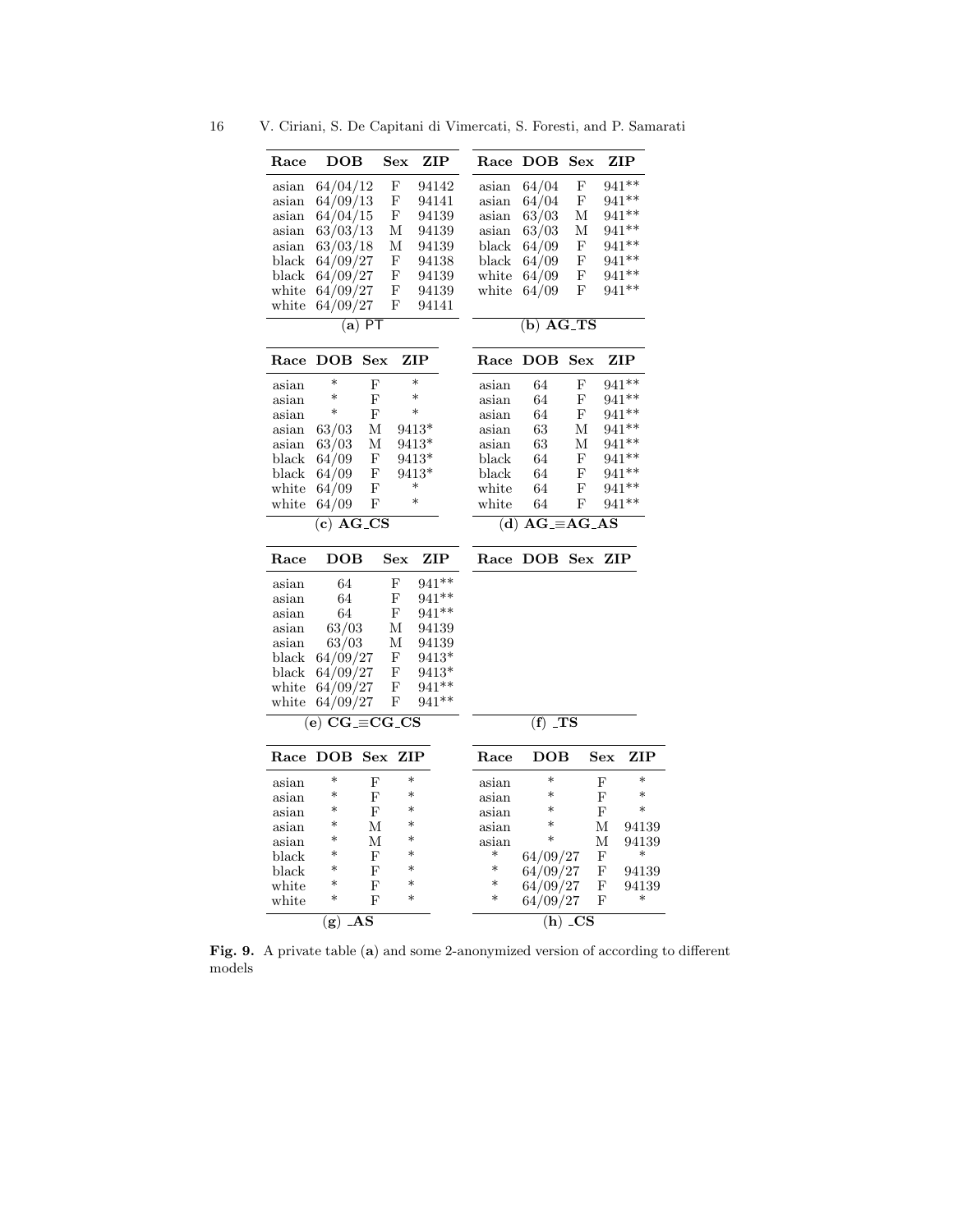| Race | DOB | Sex | ZIP |
|---|---|---|---|
| asian | 64/04/12 | F | 94142 |
| asian | 64/09/13 | F | 94141 |
| asian | 64/04/15 | F | 94139 |
| asian | 63/03/13 | M | 94139 |
| asian | 63/03/18 | M | 94139 |
| black | 64/09/27 | F | 94138 |
| black | 64/09/27 | F | 94139 |
| white | 64/09/27 | F | 94139 |
| white | 64/09/27 | F | 94141 |

(a) PT

| Race | DOB | Sex | ZIP |
|---|---|---|---|
| asian | 64/04 | F | 941** |
| asian | 64/04 | F | 941** |
| asian | 63/03 | M | 941** |
| asian | 63/03 | M | 941** |
| black | 64/09 | F | 941** |
| black | 64/09 | F | 941** |
| white | 64/09 | F | 941** |
| white | 64/09 | F | 941** |

(b) AG_TS

| Race | DOB | Sex | ZIP |
|---|---|---|---|
| asian | * | F | * |
| asian | * | F | * |
| asian | * | F | * |
| asian | 63/03 | M | 9413* |
| asian | 63/03 | M | 9413* |
| black | 64/09 | F | 9413* |
| black | 64/09 | F | 9413* |
| white | 64/09 | F | * |
| white | 64/09 | F | * |

(c) AG_CS

| Race | DOB | Sex | ZIP |
|---|---|---|---|
| asian | 64 | F | 941** |
| asian | 64 | F | 941** |
| asian | 64 | F | 941** |
| asian | 63 | M | 941** |
| asian | 63 | M | 941** |
| black | 64 | F | 941** |
| black | 64 | F | 941** |
| white | 64 | F | 941** |
| white | 64 | F | 941** |

(d) AG_≡AG_AS

| Race | DOB | Sex | ZIP |
|---|---|---|---|
| asian | 64 | F | 941** |
| asian | 64 | F | 941** |
| asian | 64 | F | 941** |
| asian | 63/03 | M | 94139 |
| asian | 63/03 | M | 94139 |
| black | 64/09/27 | F | 9413* |
| black | 64/09/27 | F | 9413* |
| white | 64/09/27 | F | 941** |
| white | 64/09/27 | F | 941** |

(e) CG_≡CG_CS

| Race | DOB | Sex | ZIP |
|---|---|---|---|

(f) _TS

| Race | DOB | Sex | ZIP |
|---|---|---|---|
| asian | * | F | * |
| asian | * | F | * |
| asian | * | F | * |
| asian | * | M | * |
| asian | * | M | * |
| black | * | F | * |
| black | * | F | * |
| white | * | F | * |
| white | * | F | * |

(g) _AS

| Race | DOB | Sex | ZIP |
|---|---|---|---|
| asian | * | F | * |
| asian | * | F | * |
| asian | * | F | * |
| asian | * | M | 94139 |
| asian | * | M | 94139 |
| * | 64/09/27 | F | * |
| * | 64/09/27 | F | 94139 |
| * | 64/09/27 | F | 94139 |
| * | 64/09/27 | F | * |

(h) _CS

**Fig. 9.** A private table (**a**) and some 2-anonymized version of according to different models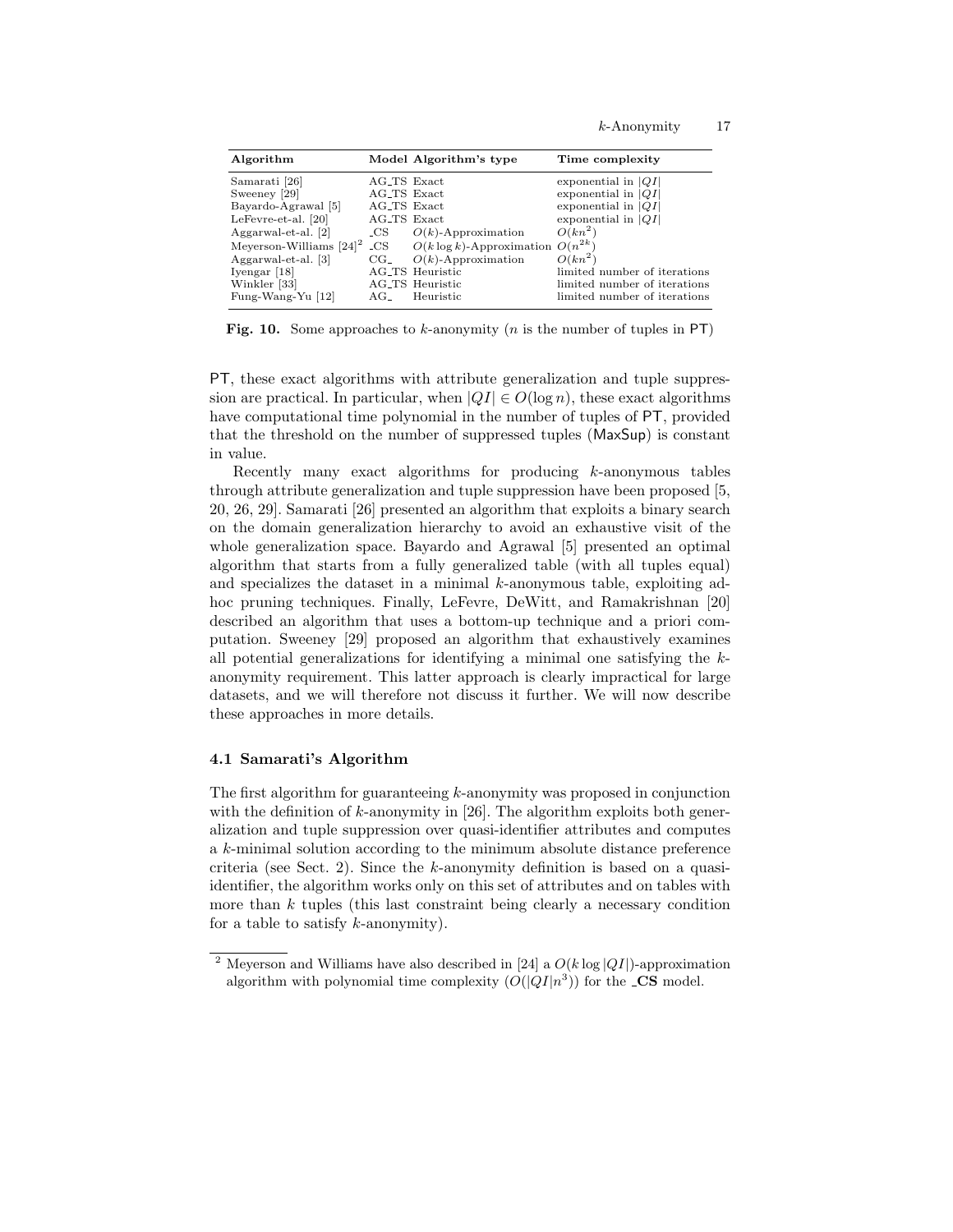| Algorithm | Model | Algorithm's type | Time complexity |
|---|---|---|---|
| Samarati [26] | AG_TS | Exact | exponential in $\|QI\|$ |
| Sweeney [29] | AG_TS | Exact | exponential in $\|QI\|$ |
| Bayardo-Agrawal [5] | AG_TS | Exact | exponential in $\|QI\|$ |
| LeFevre-et-al. [20] | AG_TS | Exact | exponential in $\|QI\|$ |
| Aggarwal-et-al. [2] | _CS | $O(k)$-Approximation | $O(kn^2)$ |
| Meyerson-Williams [24][2] | _CS | $O(k \log k)$-Approximation | $O(n^{2k})$ |
| Aggarwal-et-al. [3] | CG_ | $O(k)$-Approximation | $O(kn^2)$ |
| Iyengar [18] | AG_TS | Heuristic | limited number of iterations |
| Winkler [33] | AG_TS | Heuristic | limited number of iterations |
| Fung-Wang-Yu [12] | AG_ | Heuristic | limited number of iterations |

**Fig. 10.** Some approaches to $k$-anonymity ($n$ is the number of tuples in PT)

PT, these exact algorithms with attribute generalization and tuple suppression are practical. In particular, when $|QI| \in O(\log n)$, these exact algorithms have computational time polynomial in the number of tuples of PT, provided that the threshold on the number of suppressed tuples (MaxSup) is constant in value.

Recently many exact algorithms for producing $k$-anonymous tables through attribute generalization and tuple suppression have been proposed [5, 20, 26, 29]. Samarati [26] presented an algorithm that exploits a binary search on the domain generalization hierarchy to avoid an exhaustive visit of the whole generalization space. Bayardo and Agrawal [5] presented an optimal algorithm that starts from a fully generalized table (with all tuples equal) and specializes the dataset in a minimal $k$-anonymous table, exploiting ad-hoc pruning techniques. Finally, LeFevre, DeWitt, and Ramakrishnan [20] described an algorithm that uses a bottom-up technique and a priori computation. Sweeney [29] proposed an algorithm that exhaustively examines all potential generalizations for identifying a minimal one satisfying the $k$-anonymity requirement. This latter approach is clearly impractical for large datasets, and we will therefore not discuss it further. We will now describe these approaches in more details.

### 4.1 Samarati's Algorithm

The first algorithm for guaranteeing $k$-anonymity was proposed in conjunction with the definition of $k$-anonymity in [26]. The algorithm exploits both generalization and tuple suppression over quasi-identifier attributes and computes a $k$-minimal solution according to the minimum absolute distance preference criteria (see Sect. 2). Since the $k$-anonymity definition is based on a quasi-identifier, the algorithm works only on this set of attributes and on tables with more than $k$ tuples (this last constraint being clearly a necessary condition for a table to satisfy $k$-anonymity).

[2] Meyerson and Williams have also described in [24] a $O(k \log |QI|)$-approximation algorithm with polynomial time complexity ($O(|QI|n^3)$) for the **_CS** model.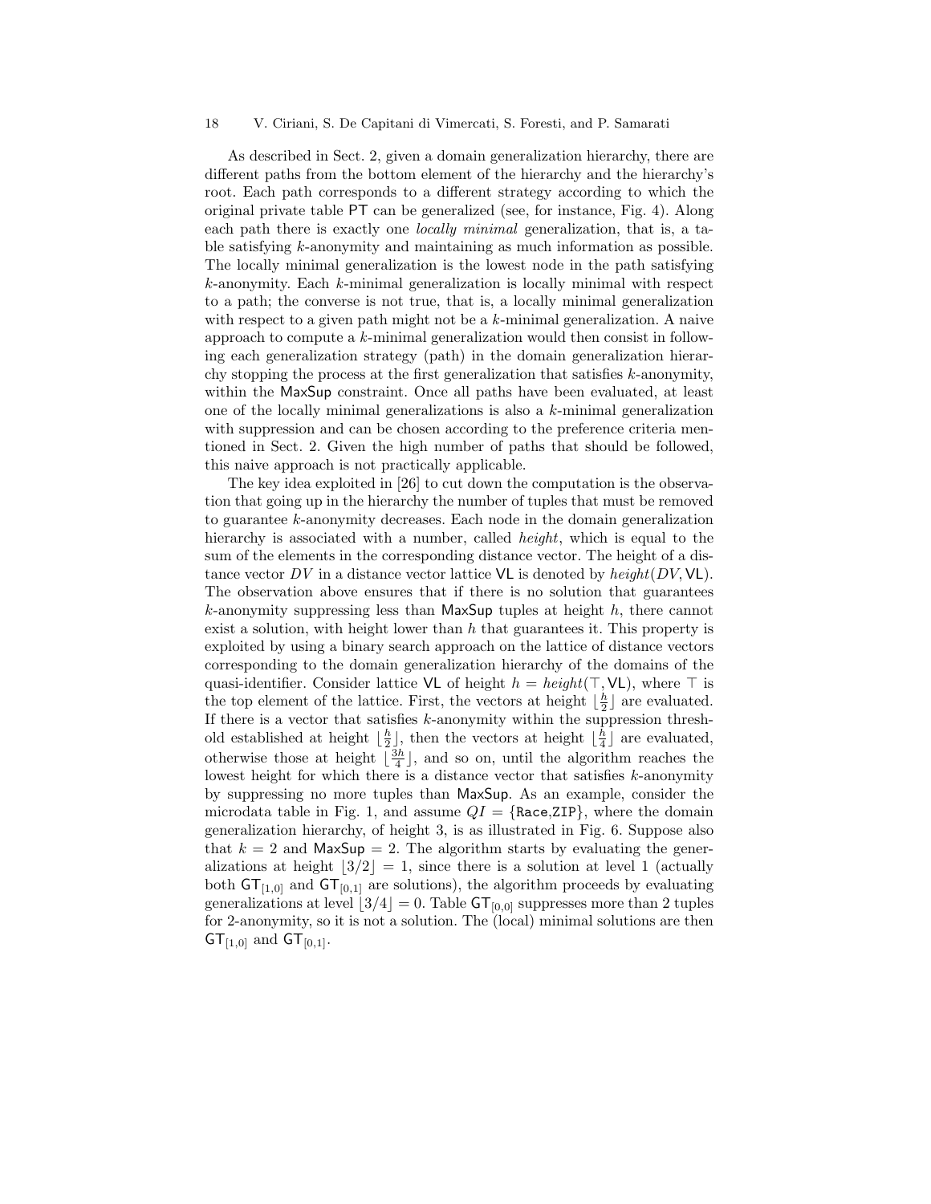As described in Sect. 2, given a domain generalization hierarchy, there are different paths from the bottom element of the hierarchy and the hierarchy's root. Each path corresponds to a different strategy according to which the original private table PT can be generalized (see, for instance, Fig. 4). Along each path there is exactly one *locally minimal* generalization, that is, a table satisfying $k$-anonymity and maintaining as much information as possible. The locally minimal generalization is the lowest node in the path satisfying $k$-anonymity. Each $k$-minimal generalization is locally minimal with respect to a path; the converse is not true, that is, a locally minimal generalization with respect to a given path might not be a $k$-minimal generalization. A naive approach to compute a $k$-minimal generalization would then consist in following each generalization strategy (path) in the domain generalization hierarchy stopping the process at the first generalization that satisfies $k$-anonymity, within the MaxSup constraint. Once all paths have been evaluated, at least one of the locally minimal generalizations is also a $k$-minimal generalization with suppression and can be chosen according to the preference criteria mentioned in Sect. 2. Given the high number of paths that should be followed, this naive approach is not practically applicable.

The key idea exploited in [26] to cut down the computation is the observation that going up in the hierarchy the number of tuples that must be removed to guarantee $k$-anonymity decreases. Each node in the domain generalization hierarchy is associated with a number, called *height*, which is equal to the sum of the elements in the corresponding distance vector. The height of a distance vector $DV$ in a distance vector lattice VL is denoted by $height(DV, \mathsf{VL})$. The observation above ensures that if there is no solution that guarantees $k$-anonymity suppressing less than MaxSup tuples at height $h$, there cannot exist a solution, with height lower than $h$ that guarantees it. This property is exploited by using a binary search approach on the lattice of distance vectors corresponding to the domain generalization hierarchy of the domains of the quasi-identifier. Consider lattice VL of height $h = height(\top, \mathsf{VL})$, where $\top$ is the top element of the lattice. First, the vectors at height $\lfloor \frac{h}{2} \rfloor$ are evaluated. If there is a vector that satisfies $k$-anonymity within the suppression threshold established at height $\lfloor \frac{h}{2} \rfloor$, then the vectors at height $\lfloor \frac{h}{4} \rfloor$ are evaluated, otherwise those at height $\lfloor \frac{3h}{4} \rfloor$, and so on, until the algorithm reaches the lowest height for which there is a distance vector that satisfies $k$-anonymity by suppressing no more tuples than MaxSup. As an example, consider the microdata table in Fig. 1, and assume $QI = \{$Race,ZIP$\}$, where the domain generalization hierarchy, of height 3, is as illustrated in Fig. 6. Suppose also that $k = 2$ and MaxSup $= 2$. The algorithm starts by evaluating the generalizations at height $\lfloor 3/2 \rfloor = 1$, since there is a solution at level 1 (actually both $\mathsf{GT}_{[1,0]}$ and $\mathsf{GT}_{[0,1]}$ are solutions), the algorithm proceeds by evaluating generalizations at level $\lfloor 3/4 \rfloor = 0$. Table $\mathsf{GT}_{[0,0]}$ suppresses more than 2 tuples for 2-anonymity, so it is not a solution. The (local) minimal solutions are then $\mathsf{GT}_{[1,0]}$ and $\mathsf{GT}_{[0,1]}$.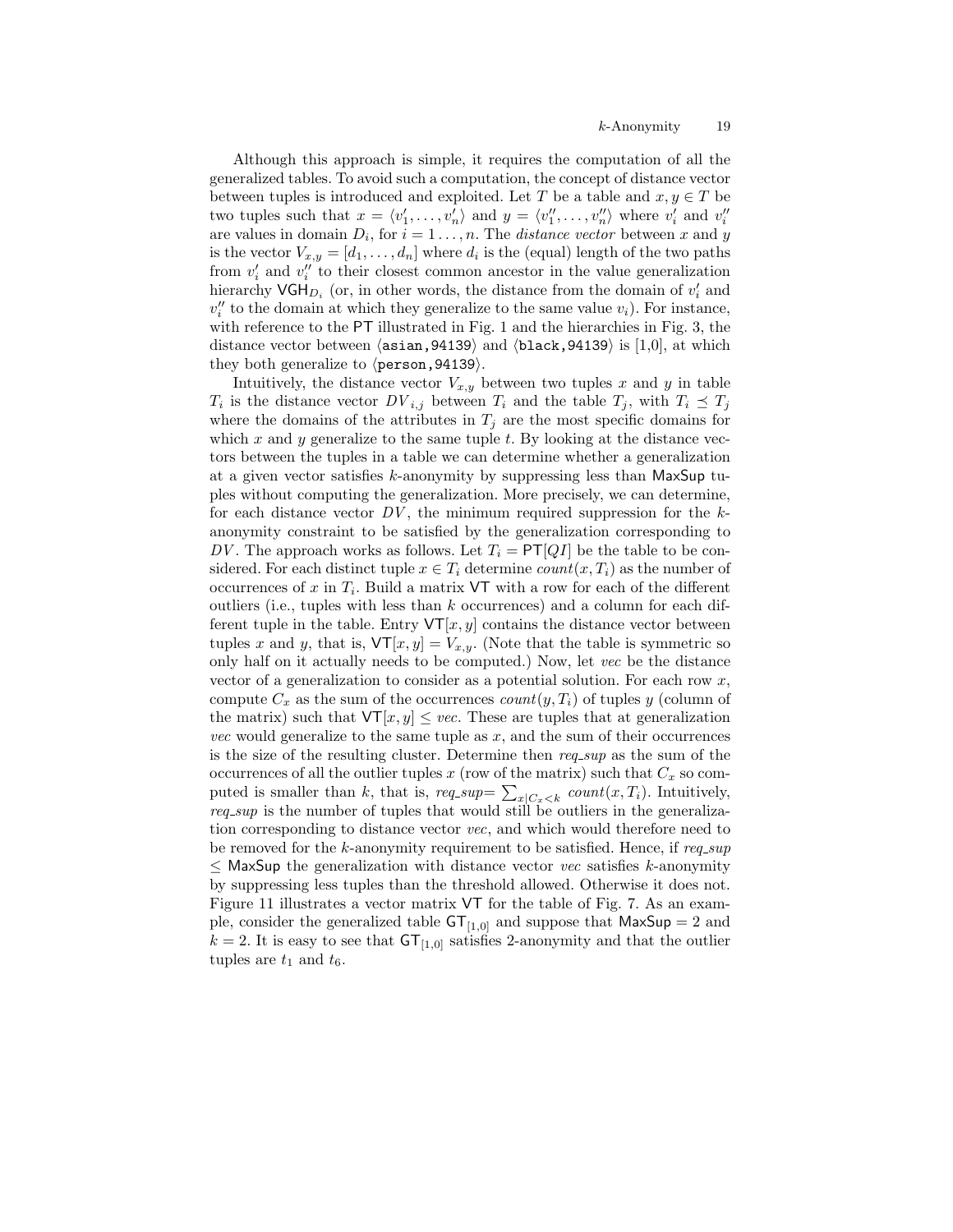Although this approach is simple, it requires the computation of all the generalized tables. To avoid such a computation, the concept of distance vector between tuples is introduced and exploited. Let $T$ be a table and $x, y \in T$ be two tuples such that $x = \langle v'_1, \ldots, v'_n \rangle$ and $y = \langle v''_1, \ldots, v''_n \rangle$ where $v'_i$ and $v''_i$ are values in domain $D_i$, for $i = 1 \ldots, n$. The *distance vector* between $x$ and $y$ is the vector $V_{x,y} = [d_1, \ldots, d_n]$ where $d_i$ is the (equal) length of the two paths from $v'_i$ and $v''_i$ to their closest common ancestor in the value generalization hierarchy $\mathsf{VGH}_{D_i}$ (or, in other words, the distance from the domain of $v'_i$ and $v''_i$ to the domain at which they generalize to the same value $v_i$). For instance, with reference to the PT illustrated in Fig. 1 and the hierarchies in Fig. 3, the distance vector between ⟨`asian,94139`⟩ and ⟨`black,94139`⟩ is [1,0], at which they both generalize to ⟨`person,94139`⟩.

Intuitively, the distance vector $V_{x,y}$ between two tuples $x$ and $y$ in table $T_i$ is the distance vector $DV_{i,j}$ between $T_i$ and the table $T_j$, with $T_i \preceq T_j$ where the domains of the attributes in $T_j$ are the most specific domains for which $x$ and $y$ generalize to the same tuple $t$. By looking at the distance vectors between the tuples in a table we can determine whether a generalization at a given vector satisfies $k$-anonymity by suppressing less than MaxSup tuples without computing the generalization. More precisely, we can determine, for each distance vector $DV$, the minimum required suppression for the $k$-anonymity constraint to be satisfied by the generalization corresponding to $DV$. The approach works as follows. Let $T_i = \mathsf{PT}[QI]$ be the table to be considered. For each distinct tuple $x \in T_i$ determine $count(x, T_i)$ as the number of occurrences of $x$ in $T_i$. Build a matrix VT with a row for each of the different outliers (i.e., tuples with less than $k$ occurrences) and a column for each different tuple in the table. Entry $\mathsf{VT}[x, y]$ contains the distance vector between tuples $x$ and $y$, that is, $\mathsf{VT}[x, y] = V_{x,y}$. (Note that the table is symmetric so only half on it actually needs to be computed.) Now, let *vec* be the distance vector of a generalization to consider as a potential solution. For each row $x$, compute $C_x$ as the sum of the occurrences $count(y, T_i)$ of tuples $y$ (column of the matrix) such that $\mathsf{VT}[x, y] \leq vec$. These are tuples that at generalization *vec* would generalize to the same tuple as $x$, and the sum of their occurrences is the size of the resulting cluster. Determine then *req_sup* as the sum of the occurrences of all the outlier tuples $x$ (row of the matrix) such that $C_x$ so computed is smaller than $k$, that is, *req_sup*= $\sum_{x|C_x<k} count(x, T_i)$. Intuitively, *req_sup* is the number of tuples that would still be outliers in the generalization corresponding to distance vector *vec*, and which would therefore need to be removed for the $k$-anonymity requirement to be satisfied. Hence, if *req_sup* $\leq$ MaxSup the generalization with distance vector *vec* satisfies $k$-anonymity by suppressing less tuples than the threshold allowed. Otherwise it does not. Figure 11 illustrates a vector matrix VT for the table of Fig. 7. As an example, consider the generalized table $\mathsf{GT}_{[1,0]}$ and suppose that MaxSup = 2 and $k = 2$. It is easy to see that $\mathsf{GT}_{[1,0]}$ satisfies 2-anonymity and that the outlier tuples are $t_1$ and $t_6$.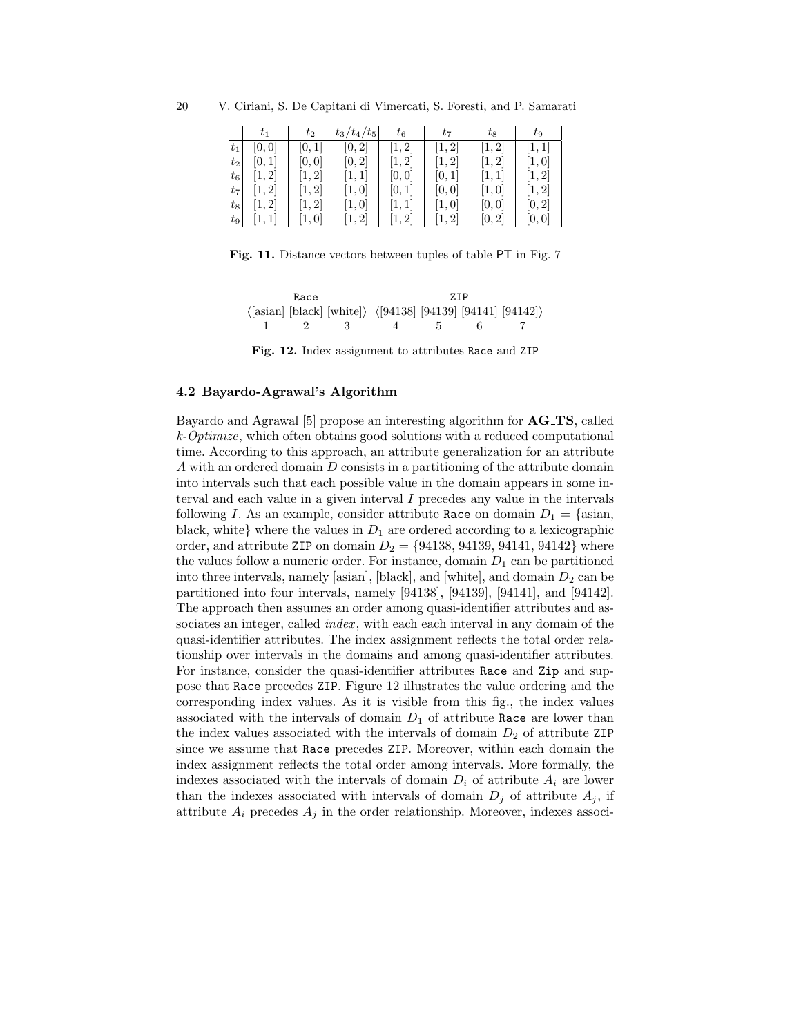|  | $t_1$ | $t_2$ | $t_3/t_4/t_5$ | $t_6$ | $t_7$ | $t_8$ | $t_9$ |
|---|---|---|---|---|---|---|---|
| $t_1$ | $[0,0]$ | $[0,1]$ | $[0,2]$ | $[1,2]$ | $[1,2]$ | $[1,2]$ | $[1,1]$ |
| $t_2$ | $[0,1]$ | $[0,0]$ | $[0,2]$ | $[1,2]$ | $[1,2]$ | $[1,2]$ | $[1,0]$ |
| $t_6$ | $[1,2]$ | $[1,2]$ | $[1,1]$ | $[0,0]$ | $[0,1]$ | $[1,1]$ | $[1,2]$ |
| $t_7$ | $[1,2]$ | $[1,2]$ | $[1,0]$ | $[0,1]$ | $[0,0]$ | $[1,0]$ | $[1,2]$ |
| $t_8$ | $[1,2]$ | $[1,2]$ | $[1,0]$ | $[1,1]$ | $[1,0]$ | $[0,0]$ | $[0,2]$ |
| $t_9$ | $[1,1]$ | $[1,0]$ | $[1,2]$ | $[1,2]$ | $[1,2]$ | $[0,2]$ | $[0,0]$ |

**Fig. 11.** Distance vectors between tuples of table PT in Fig. 7

| Race | | | ZIP | | | |
|---|---|---|---|---|---|---|
| ⟨[asian] | [black] | [white]⟩ | ⟨[94138] | [94139] | [94141] | [94142]⟩ |
| 1 | 2 | 3 | 4 | 5 | 6 | 7 |

**Fig. 12.** Index assignment to attributes Race and ZIP

### 4.2 Bayardo-Agrawal's Algorithm

Bayardo and Agrawal [5] propose an interesting algorithm for **AG_TS**, called *k-Optimize*, which often obtains good solutions with a reduced computational time. According to this approach, an attribute generalization for an attribute $A$ with an ordered domain $D$ consists in a partitioning of the attribute domain into intervals such that each possible value in the domain appears in some interval and each value in a given interval $I$ precedes any value in the intervals following $I$. As an example, consider attribute Race on domain $D_1$ = {asian, black, white} where the values in $D_1$ are ordered according to a lexicographic order, and attribute ZIP on domain $D_2$ = {94138, 94139, 94141, 94142} where the values follow a numeric order. For instance, domain $D_1$ can be partitioned into three intervals, namely [asian], [black], and [white], and domain $D_2$ can be partitioned into four intervals, namely [94138], [94139], [94141], and [94142]. The approach then assumes an order among quasi-identifier attributes and associates an integer, called *index*, with each each interval in any domain of the quasi-identifier attributes. The index assignment reflects the total order relationship over intervals in the domains and among quasi-identifier attributes. For instance, consider the quasi-identifier attributes Race and Zip and suppose that Race precedes ZIP. Figure 12 illustrates the value ordering and the corresponding index values. As it is visible from this fig., the index values associated with the intervals of domain $D_1$ of attribute Race are lower than the index values associated with the intervals of domain $D_2$ of attribute ZIP since we assume that Race precedes ZIP. Moreover, within each domain the index assignment reflects the total order among intervals. More formally, the indexes associated with the intervals of domain $D_i$ of attribute $A_i$ are lower than the indexes associated with intervals of domain $D_j$ of attribute $A_j$, if attribute $A_i$ precedes $A_j$ in the order relationship. Moreover, indexes associ-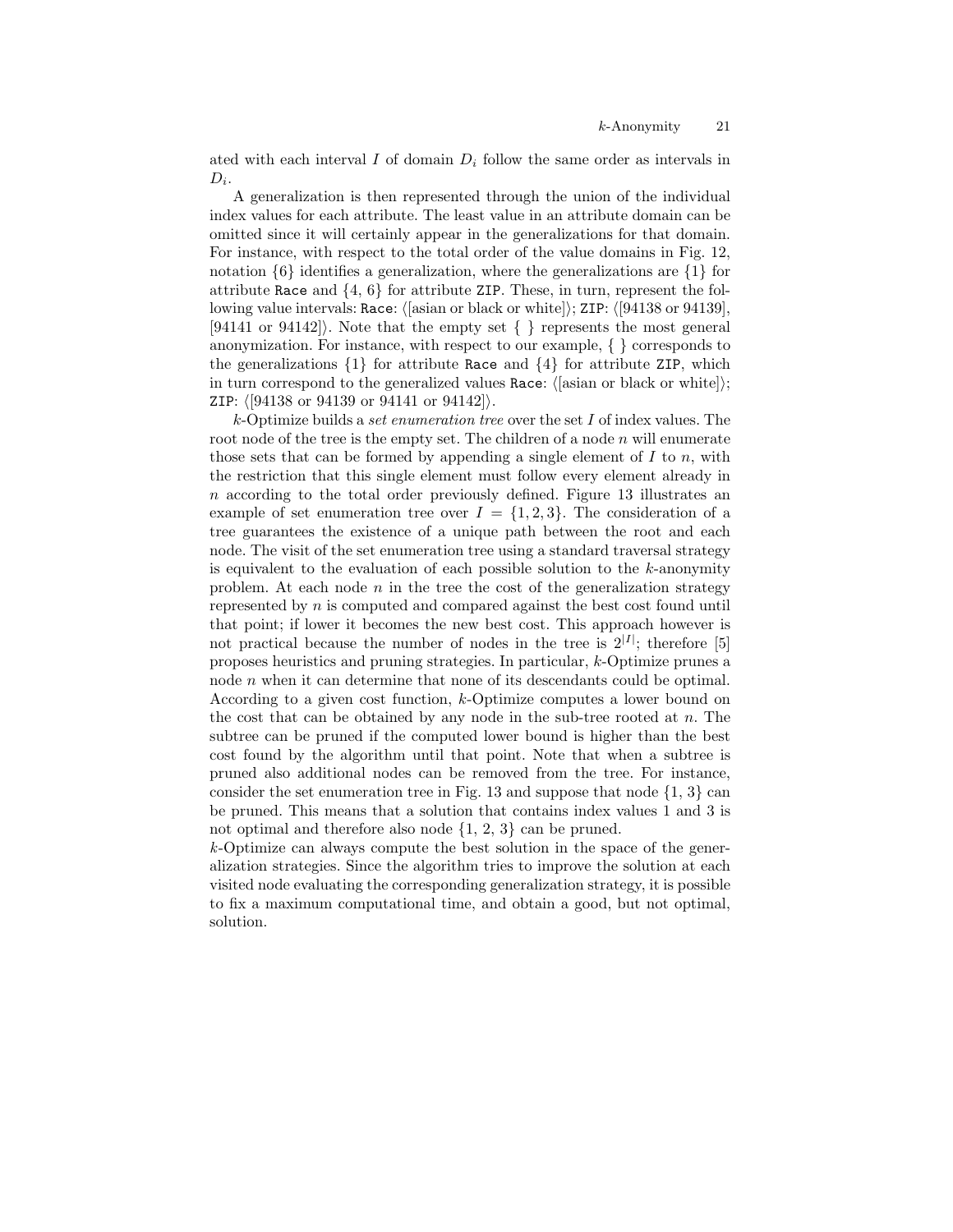ated with each interval $I$ of domain $D_i$ follow the same order as intervals in $D_i$.

A generalization is then represented through the union of the individual index values for each attribute. The least value in an attribute domain can be omitted since it will certainly appear in the generalizations for that domain. For instance, with respect to the total order of the value domains in Fig. 12, notation $\{6\}$ identifies a generalization, where the generalizations are $\{1\}$ for attribute `Race` and $\{4, 6\}$ for attribute `ZIP`. These, in turn, represent the following value intervals: `Race`: $\langle$[asian or black or white]$\rangle$; `ZIP`: $\langle$[94138 or 94139], [94141 or 94142]$\rangle$. Note that the empty set $\{\ \}$ represents the most general anonymization. For instance, with respect to our example, $\{\ \}$ corresponds to the generalizations $\{1\}$ for attribute `Race` and $\{4\}$ for attribute `ZIP`, which in turn correspond to the generalized values `Race`: $\langle$[asian or black or white]$\rangle$; `ZIP`: $\langle$[94138 or 94139 or 94141 or 94142]$\rangle$.

$k$-Optimize builds a *set enumeration tree* over the set $I$ of index values. The root node of the tree is the empty set. The children of a node $n$ will enumerate those sets that can be formed by appending a single element of $I$ to $n$, with the restriction that this single element must follow every element already in $n$ according to the total order previously defined. Figure 13 illustrates an example of set enumeration tree over $I = \{1, 2, 3\}$. The consideration of a tree guarantees the existence of a unique path between the root and each node. The visit of the set enumeration tree using a standard traversal strategy is equivalent to the evaluation of each possible solution to the $k$-anonymity problem. At each node $n$ in the tree the cost of the generalization strategy represented by $n$ is computed and compared against the best cost found until that point; if lower it becomes the new best cost. This approach however is not practical because the number of nodes in the tree is $2^{|I|}$; therefore [5] proposes heuristics and pruning strategies. In particular, $k$-Optimize prunes a node $n$ when it can determine that none of its descendants could be optimal. According to a given cost function, $k$-Optimize computes a lower bound on the cost that can be obtained by any node in the sub-tree rooted at $n$. The subtree can be pruned if the computed lower bound is higher than the best cost found by the algorithm until that point. Note that when a subtree is pruned also additional nodes can be removed from the tree. For instance, consider the set enumeration tree in Fig. 13 and suppose that node $\{1, 3\}$ can be pruned. This means that a solution that contains index values 1 and 3 is not optimal and therefore also node $\{1, 2, 3\}$ can be pruned.

$k$-Optimize can always compute the best solution in the space of the generalization strategies. Since the algorithm tries to improve the solution at each visited node evaluating the corresponding generalization strategy, it is possible to fix a maximum computational time, and obtain a good, but not optimal, solution.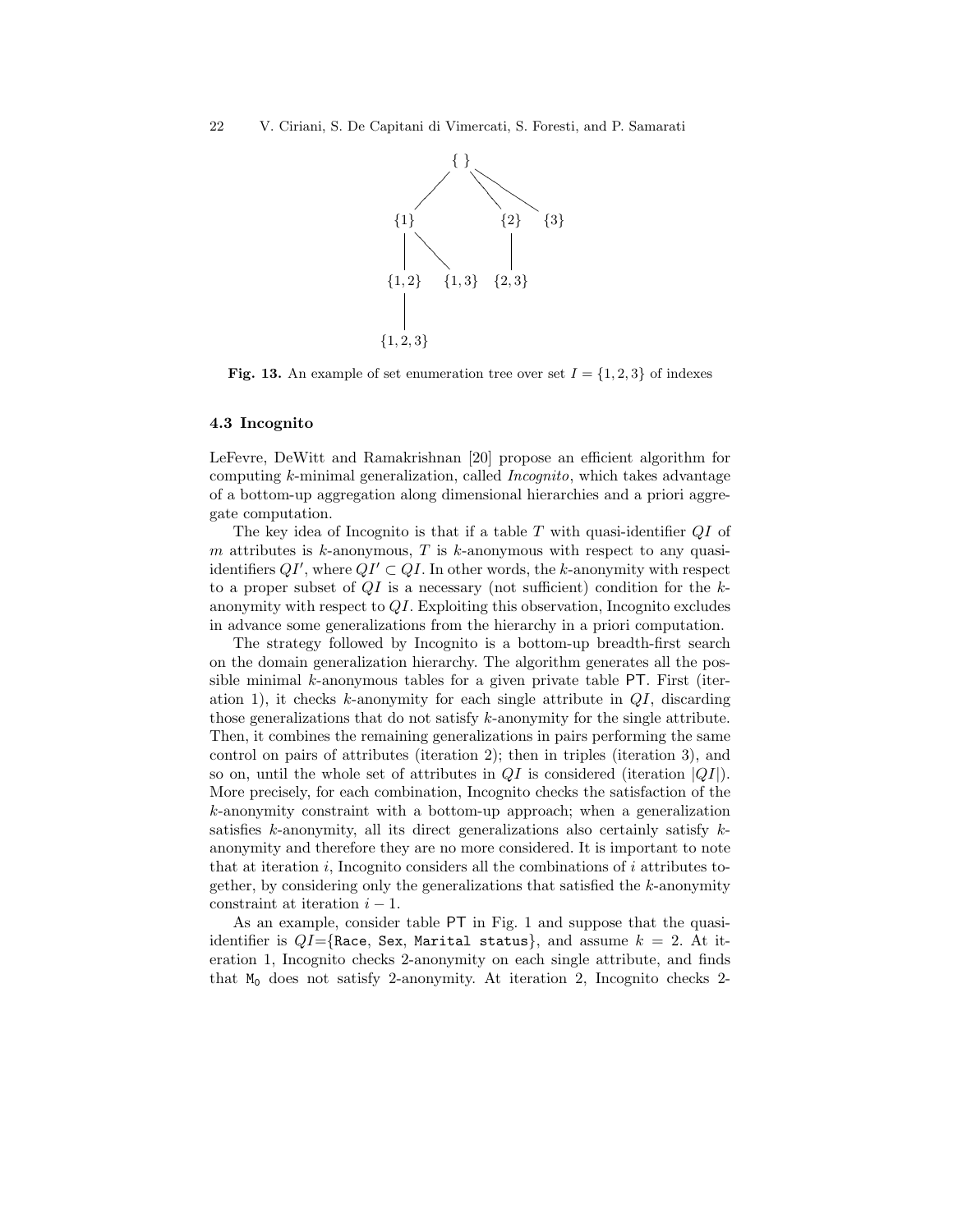Fig. 13. An example of set enumeration tree over set $I = \{1, 2, 3\}$ of indexes

### 4.3 Incognito

LeFevre, DeWitt and Ramakrishnan [20] propose an efficient algorithm for computing $k$-minimal generalization, called *Incognito*, which takes advantage of a bottom-up aggregation along dimensional hierarchies and a priori aggregate computation.

The key idea of Incognito is that if a table $T$ with quasi-identifier $QI$ of $m$ attributes is $k$-anonymous, $T$ is $k$-anonymous with respect to any quasi-identifiers $QI'$, where $QI' \subset QI$. In other words, the $k$-anonymity with respect to a proper subset of $QI$ is a necessary (not sufficient) condition for the $k$-anonymity with respect to $QI$. Exploiting this observation, Incognito excludes in advance some generalizations from the hierarchy in a priori computation.

The strategy followed by Incognito is a bottom-up breadth-first search on the domain generalization hierarchy. The algorithm generates all the possible minimal $k$-anonymous tables for a given private table PT. First (iteration 1), it checks $k$-anonymity for each single attribute in $QI$, discarding those generalizations that do not satisfy $k$-anonymity for the single attribute. Then, it combines the remaining generalizations in pairs performing the same control on pairs of attributes (iteration 2); then in triples (iteration 3), and so on, until the whole set of attributes in $QI$ is considered (iteration $|QI|$). More precisely, for each combination, Incognito checks the satisfaction of the $k$-anonymity constraint with a bottom-up approach; when a generalization satisfies $k$-anonymity, all its direct generalizations also certainly satisfy $k$-anonymity and therefore they are no more considered. It is important to note that at iteration $i$, Incognito considers all the combinations of $i$ attributes together, by considering only the generalizations that satisfied the $k$-anonymity constraint at iteration $i-1$.

As an example, consider table PT in Fig. 1 and suppose that the quasi-identifier is $QI$={Race, Sex, Marital status}, and assume $k = 2$. At iteration 1, Incognito checks 2-anonymity on each single attribute, and finds that $M_0$ does not satisfy 2-anonymity. At iteration 2, Incognito checks 2-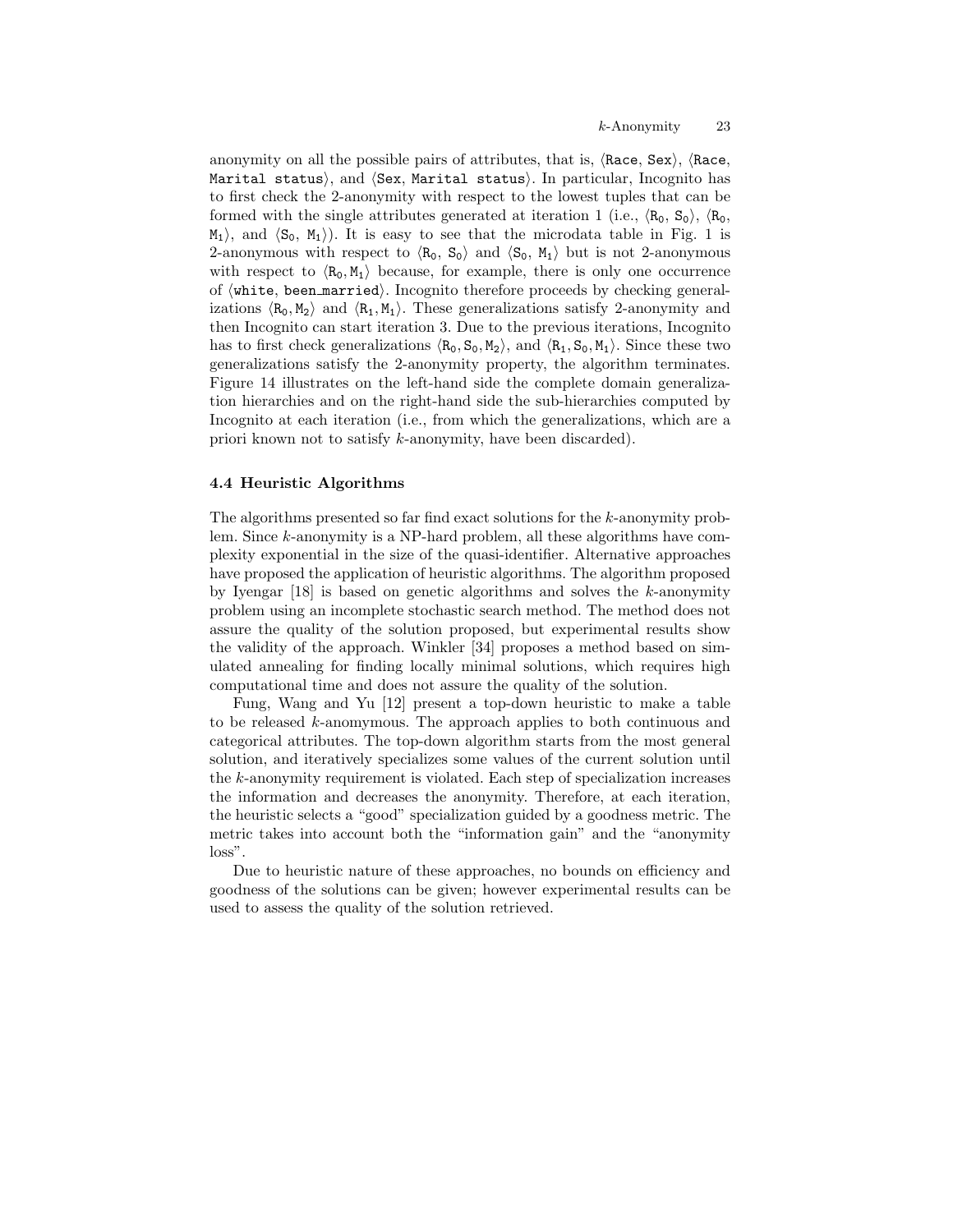anonymity on all the possible pairs of attributes, that is, ⟨Race, Sex⟩, ⟨Race, Marital status⟩, and ⟨Sex, Marital status⟩. In particular, Incognito has to first check the 2-anonymity with respect to the lowest tuples that can be formed with the single attributes generated at iteration 1 (i.e., $\langle R_0, S_0 \rangle$, $\langle R_0, M_1 \rangle$, and $\langle S_0, M_1 \rangle$). It is easy to see that the microdata table in Fig. 1 is 2-anonymous with respect to $\langle R_0, S_0 \rangle$ and $\langle S_0, M_1 \rangle$ but is not 2-anonymous with respect to $\langle R_0, M_1 \rangle$ because, for example, there is only one occurrence of ⟨white, been_married⟩. Incognito therefore proceeds by checking generalizations $\langle R_0, M_2 \rangle$ and $\langle R_1, M_1 \rangle$. These generalizations satisfy 2-anonymity and then Incognito can start iteration 3. Due to the previous iterations, Incognito has to first check generalizations $\langle R_0, S_0, M_2 \rangle$, and $\langle R_1, S_0, M_1 \rangle$. Since these two generalizations satisfy the 2-anonymity property, the algorithm terminates. Figure 14 illustrates on the left-hand side the complete domain generalization hierarchies and on the right-hand side the sub-hierarchies computed by Incognito at each iteration (i.e., from which the generalizations, which are a priori known not to satisfy $k$-anonymity, have been discarded).

### 4.4 Heuristic Algorithms

The algorithms presented so far find exact solutions for the $k$-anonymity problem. Since $k$-anonymity is a NP-hard problem, all these algorithms have complexity exponential in the size of the quasi-identifier. Alternative approaches have proposed the application of heuristic algorithms. The algorithm proposed by Iyengar [18] is based on genetic algorithms and solves the $k$-anonymity problem using an incomplete stochastic search method. The method does not assure the quality of the solution proposed, but experimental results show the validity of the approach. Winkler [34] proposes a method based on simulated annealing for finding locally minimal solutions, which requires high computational time and does not assure the quality of the solution.

Fung, Wang and Yu [12] present a top-down heuristic to make a table to be released $k$-anomymous. The approach applies to both continuous and categorical attributes. The top-down algorithm starts from the most general solution, and iteratively specializes some values of the current solution until the $k$-anonymity requirement is violated. Each step of specialization increases the information and decreases the anonymity. Therefore, at each iteration, the heuristic selects a "good" specialization guided by a goodness metric. The metric takes into account both the "information gain" and the "anonymity loss".

Due to heuristic nature of these approaches, no bounds on efficiency and goodness of the solutions can be given; however experimental results can be used to assess the quality of the solution retrieved.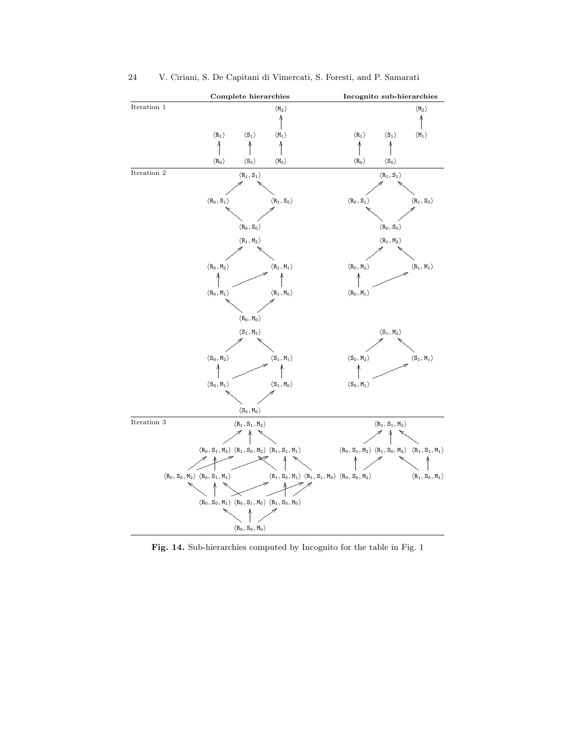**Fig. 14.** Sub-hierarchies computed by Incognito for the table in Fig. 1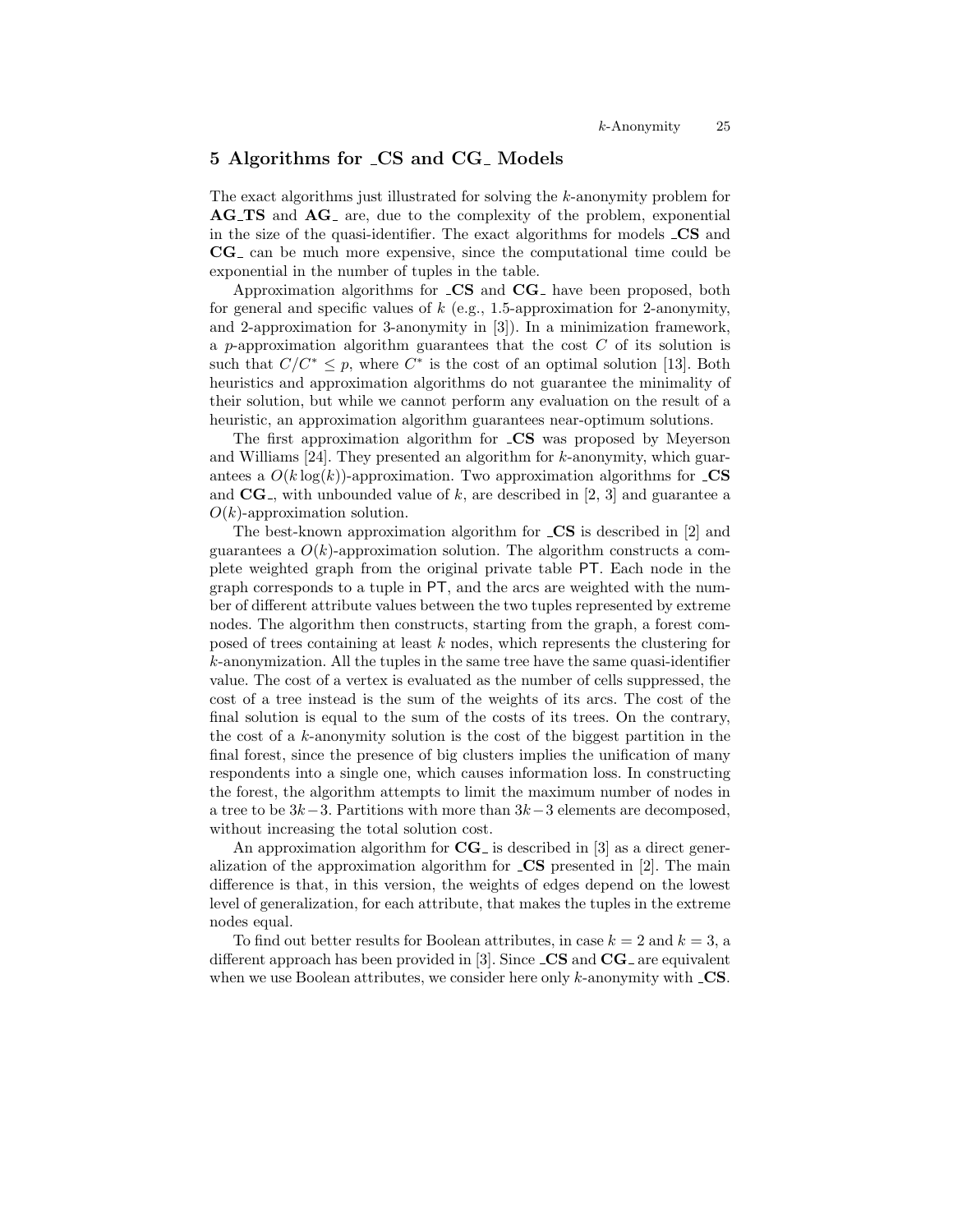## 5 Algorithms for _CS and CG_ Models

The exact algorithms just illustrated for solving the $k$-anonymity problem for **AG_TS** and **AG_** are, due to the complexity of the problem, exponential in the size of the quasi-identifier. The exact algorithms for models **_CS** and **CG_** can be much more expensive, since the computational time could be exponential in the number of tuples in the table.

Approximation algorithms for **_CS** and **CG_** have been proposed, both for general and specific values of $k$ (e.g., 1.5-approximation for 2-anonymity, and 2-approximation for 3-anonymity in [3]). In a minimization framework, a $p$-approximation algorithm guarantees that the cost $C$ of its solution is such that $C/C^* \leq p$, where $C^*$ is the cost of an optimal solution [13]. Both heuristics and approximation algorithms do not guarantee the minimality of their solution, but while we cannot perform any evaluation on the result of a heuristic, an approximation algorithm guarantees near-optimum solutions.

The first approximation algorithm for **_CS** was proposed by Meyerson and Williams [24]. They presented an algorithm for $k$-anonymity, which guarantees a $O(k \log(k))$-approximation. Two approximation algorithms for **_CS** and **CG_**, with unbounded value of $k$, are described in [2, 3] and guarantee a $O(k)$-approximation solution.

The best-known approximation algorithm for **_CS** is described in [2] and guarantees a $O(k)$-approximation solution. The algorithm constructs a complete weighted graph from the original private table PT. Each node in the graph corresponds to a tuple in PT, and the arcs are weighted with the number of different attribute values between the two tuples represented by extreme nodes. The algorithm then constructs, starting from the graph, a forest composed of trees containing at least $k$ nodes, which represents the clustering for $k$-anonymization. All the tuples in the same tree have the same quasi-identifier value. The cost of a vertex is evaluated as the number of cells suppressed, the cost of a tree instead is the sum of the weights of its arcs. The cost of the final solution is equal to the sum of the costs of its trees. On the contrary, the cost of a $k$-anonymity solution is the cost of the biggest partition in the final forest, since the presence of big clusters implies the unification of many respondents into a single one, which causes information loss. In constructing the forest, the algorithm attempts to limit the maximum number of nodes in a tree to be $3k-3$. Partitions with more than $3k-3$ elements are decomposed, without increasing the total solution cost.

An approximation algorithm for **CG_** is described in [3] as a direct generalization of the approximation algorithm for **_CS** presented in [2]. The main difference is that, in this version, the weights of edges depend on the lowest level of generalization, for each attribute, that makes the tuples in the extreme nodes equal.

To find out better results for Boolean attributes, in case $k = 2$ and $k = 3$, a different approach has been provided in [3]. Since **_CS** and **CG_** are equivalent when we use Boolean attributes, we consider here only $k$-anonymity with **_CS**.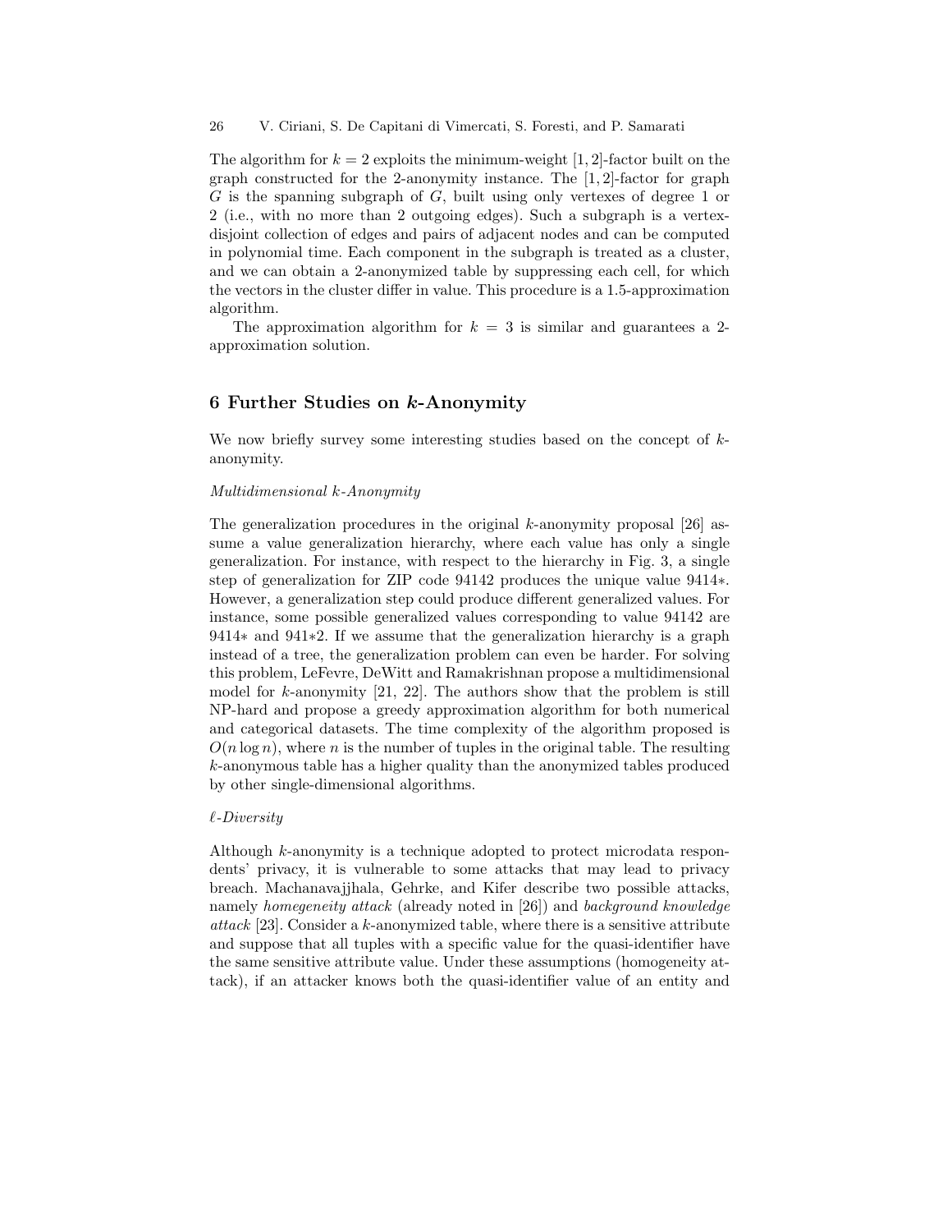The algorithm for $k = 2$ exploits the minimum-weight $[1, 2]$-factor built on the graph constructed for the 2-anonymity instance. The $[1, 2]$-factor for graph $G$ is the spanning subgraph of $G$, built using only vertexes of degree 1 or 2 (i.e., with no more than 2 outgoing edges). Such a subgraph is a vertex-disjoint collection of edges and pairs of adjacent nodes and can be computed in polynomial time. Each component in the subgraph is treated as a cluster, and we can obtain a 2-anonymized table by suppressing each cell, for which the vectors in the cluster differ in value. This procedure is a 1.5-approximation algorithm.

The approximation algorithm for $k = 3$ is similar and guarantees a 2-approximation solution.

## 6 Further Studies on $k$-Anonymity

We now briefly survey some interesting studies based on the concept of $k$-anonymity.

*Multidimensional $k$-Anonymity*

The generalization procedures in the original $k$-anonymity proposal [26] assume a value generalization hierarchy, where each value has only a single generalization. For instance, with respect to the hierarchy in Fig. 3, a single step of generalization for ZIP code 94142 produces the unique value 9414∗. However, a generalization step could produce different generalized values. For instance, some possible generalized values corresponding to value 94142 are 9414∗ and 941∗2. If we assume that the generalization hierarchy is a graph instead of a tree, the generalization problem can even be harder. For solving this problem, LeFevre, DeWitt and Ramakrishnan propose a multidimensional model for $k$-anonymity [21, 22]. The authors show that the problem is still NP-hard and propose a greedy approximation algorithm for both numerical and categorical datasets. The time complexity of the algorithm proposed is $O(n \log n)$, where $n$ is the number of tuples in the original table. The resulting $k$-anonymous table has a higher quality than the anonymized tables produced by other single-dimensional algorithms.

*$\ell$-Diversity*

Although $k$-anonymity is a technique adopted to protect microdata respondents' privacy, it is vulnerable to some attacks that may lead to privacy breach. Machanavajjhala, Gehrke, and Kifer describe two possible attacks, namely *homegeneity attack* (already noted in [26]) and *background knowledge attack* [23]. Consider a $k$-anonymized table, where there is a sensitive attribute and suppose that all tuples with a specific value for the quasi-identifier have the same sensitive attribute value. Under these assumptions (homogeneity attack), if an attacker knows both the quasi-identifier value of an entity and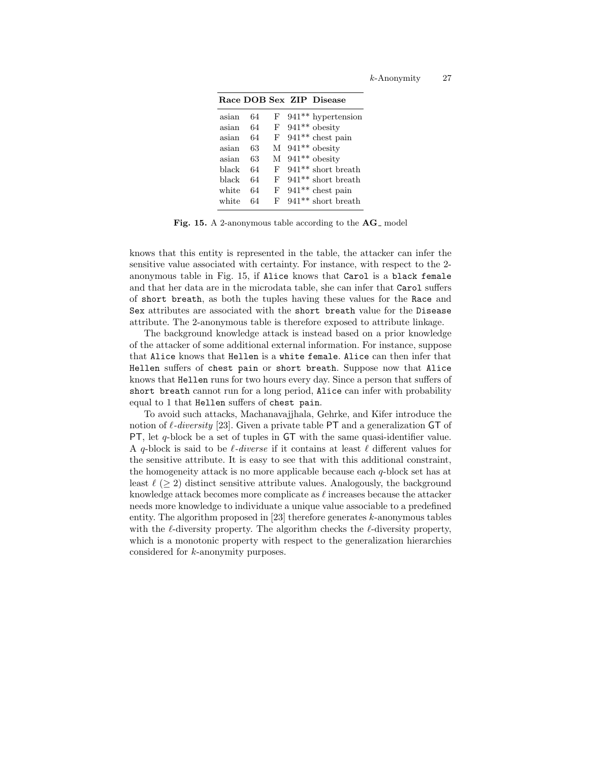| **Race** | **DOB** | **Sex** | **ZIP** | **Disease** |
|---|---|---|---|---|
| asian | 64 | F | 941** | hypertension |
| asian | 64 | F | 941** | obesity |
| asian | 64 | F | 941** | chest pain |
| asian | 63 | M | 941** | obesity |
| asian | 63 | M | 941** | obesity |
| black | 64 | F | 941** | short breath |
| black | 64 | F | 941** | short breath |
| white | 64 | F | 941** | chest pain |
| white | 64 | F | 941** | short breath |

**Fig. 15.** A 2-anonymous table according to the **AG_** model

knows that this entity is represented in the table, the attacker can infer the sensitive value associated with certainty. For instance, with respect to the 2-anonymous table in Fig. 15, if `Alice` knows that `Carol` is a `black female` and that her data are in the microdata table, she can infer that `Carol` suffers of `short breath`, as both the tuples having these values for the `Race` and `Sex` attributes are associated with the `short breath` value for the `Disease` attribute. The 2-anonymous table is therefore exposed to attribute linkage.

The background knowledge attack is instead based on a prior knowledge of the attacker of some additional external information. For instance, suppose that `Alice` knows that `Hellen` is a `white female`. `Alice` can then infer that `Hellen` suffers of `chest pain` or `short breath`. Suppose now that `Alice` knows that `Hellen` runs for two hours every day. Since a person that suffers of `short breath` cannot run for a long period, `Alice` can infer with probability equal to 1 that `Hellen` suffers of `chest pain`.

To avoid such attacks, Machanavajjhala, Gehrke, and Kifer introduce the notion of *$\ell$-diversity* [23]. Given a private table $\mathsf{PT}$ and a generalization $\mathsf{GT}$ of $\mathsf{PT}$, let $q$-block be a set of tuples in $\mathsf{GT}$ with the same quasi-identifier value. A $q$-block is said to be *$\ell$-diverse* if it contains at least $\ell$ different values for the sensitive attribute. It is easy to see that with this additional constraint, the homogeneity attack is no more applicable because each $q$-block set has at least $\ell$ ($\geq 2$) distinct sensitive attribute values. Analogously, the background knowledge attack becomes more complicate as $\ell$ increases because the attacker needs more knowledge to individuate a unique value associable to a predefined entity. The algorithm proposed in [23] therefore generates $k$-anonymous tables with the $\ell$-diversity property. The algorithm checks the $\ell$-diversity property, which is a monotonic property with respect to the generalization hierarchies considered for $k$-anonymity purposes.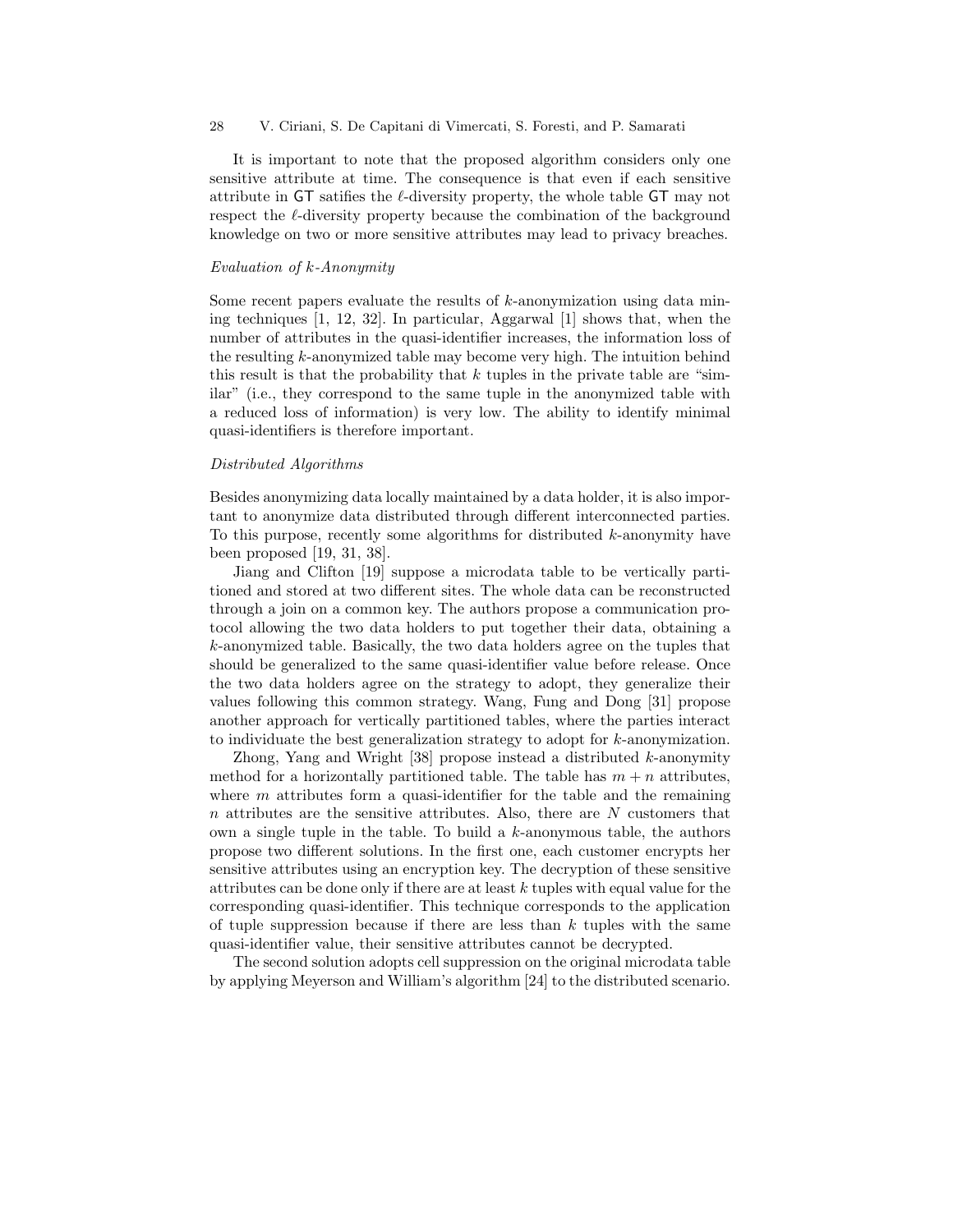It is important to note that the proposed algorithm considers only one sensitive attribute at time. The consequence is that even if each sensitive attribute in GT satifies the $\ell$-diversity property, the whole table GT may not respect the $\ell$-diversity property because the combination of the background knowledge on two or more sensitive attributes may lead to privacy breaches.

### *Evaluation of $k$-Anonymity*

Some recent papers evaluate the results of $k$-anonymization using data mining techniques [1, 12, 32]. In particular, Aggarwal [1] shows that, when the number of attributes in the quasi-identifier increases, the information loss of the resulting $k$-anonymized table may become very high. The intuition behind this result is that the probability that $k$ tuples in the private table are "similar" (i.e., they correspond to the same tuple in the anonymized table with a reduced loss of information) is very low. The ability to identify minimal quasi-identifiers is therefore important.

### *Distributed Algorithms*

Besides anonymizing data locally maintained by a data holder, it is also important to anonymize data distributed through different interconnected parties. To this purpose, recently some algorithms for distributed $k$-anonymity have been proposed [19, 31, 38].

Jiang and Clifton [19] suppose a microdata table to be vertically partitioned and stored at two different sites. The whole data can be reconstructed through a join on a common key. The authors propose a communication protocol allowing the two data holders to put together their data, obtaining a $k$-anonymized table. Basically, the two data holders agree on the tuples that should be generalized to the same quasi-identifier value before release. Once the two data holders agree on the strategy to adopt, they generalize their values following this common strategy. Wang, Fung and Dong [31] propose another approach for vertically partitioned tables, where the parties interact to individuate the best generalization strategy to adopt for $k$-anonymization.

Zhong, Yang and Wright [38] propose instead a distributed $k$-anonymity method for a horizontally partitioned table. The table has $m + n$ attributes, where $m$ attributes form a quasi-identifier for the table and the remaining $n$ attributes are the sensitive attributes. Also, there are $N$ customers that own a single tuple in the table. To build a $k$-anonymous table, the authors propose two different solutions. In the first one, each customer encrypts her sensitive attributes using an encryption key. The decryption of these sensitive attributes can be done only if there are at least $k$ tuples with equal value for the corresponding quasi-identifier. This technique corresponds to the application of tuple suppression because if there are less than $k$ tuples with the same quasi-identifier value, their sensitive attributes cannot be decrypted.

The second solution adopts cell suppression on the original microdata table by applying Meyerson and William's algorithm [24] to the distributed scenario.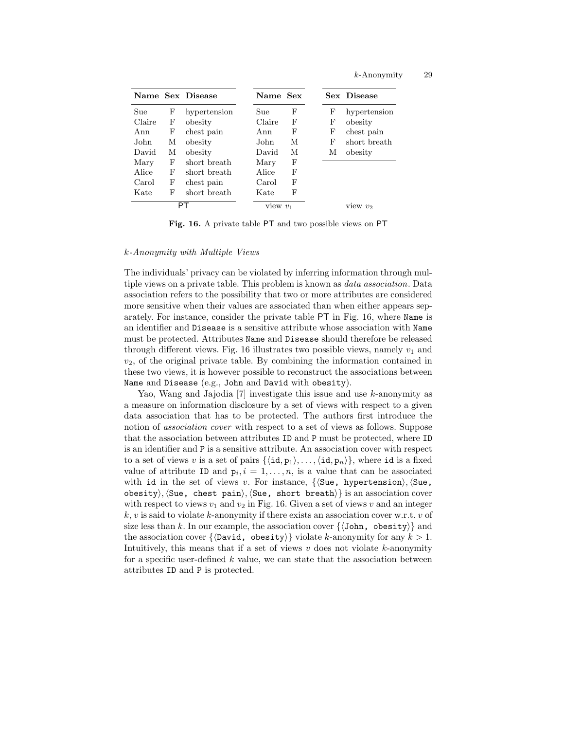| Name | Sex | Disease |
|---|---|---|
| Sue | F | hypertension |
| Claire | F | obesity |
| Ann | F | chest pain |
| John | M | obesity |
| David | M | obesity |
| Mary | F | short breath |
| Alice | F | short breath |
| Carol | F | chest pain |
| Kate | F | short breath |

PT

| Name | Sex |
|---|---|
| Sue | F |
| Claire | F |
| Ann | F |
| John | M |
| David | M |
| Mary | F |
| Alice | F |
| Carol | F |
| Kate | F |

view $v_1$

| Sex | Disease |
|---|---|
| F | hypertension |
| F | obesity |
| F | chest pain |
| F | short breath |
| M | obesity |

view $v_2$

**Fig. 16.** A private table PT and two possible views on PT

*k-Anonymity with Multiple Views*

The individuals' privacy can be violated by inferring information through multiple views on a private table. This problem is known as *data association*. Data association refers to the possibility that two or more attributes are considered more sensitive when their values are associated than when either appears separately. For instance, consider the private table PT in Fig. 16, where `Name` is an identifier and `Disease` is a sensitive attribute whose association with `Name` must be protected. Attributes `Name` and `Disease` should therefore be released through different views. Fig. 16 illustrates two possible views, namely $v_1$ and $v_2$, of the original private table. By combining the information contained in these two views, it is however possible to reconstruct the associations between `Name` and `Disease` (e.g., `John` and `David` with `obesity`).

Yao, Wang and Jajodia [7] investigate this issue and use $k$-anonymity as a measure on information disclosure by a set of views with respect to a given data association that has to be protected. The authors first introduce the notion of *association cover* with respect to a set of views as follows. Suppose that the association between attributes `ID` and `P` must be protected, where `ID` is an identifier and `P` is a sensitive attribute. An association cover with respect to a set of views $v$ is a set of pairs $\{\langle \texttt{id}, \texttt{p}_1\rangle, \ldots, \langle \texttt{id}, \texttt{p}_n\rangle\}$, where `id` is a fixed value of attribute `ID` and $\texttt{p}_i, i = 1, \ldots, n$, is a value that can be associated with `id` in the set of views $v$. For instance, {⟨`Sue, hypertension`⟩, ⟨`Sue, obesity`⟩, ⟨`Sue, chest pain`⟩, ⟨`Sue, short breath`⟩} is an association cover with respect to views $v_1$ and $v_2$ in Fig. 16. Given a set of views $v$ and an integer $k$, $v$ is said to violate $k$-anonymity if there exists an association cover w.r.t. $v$ of size less than $k$. In our example, the association cover {⟨`John, obesity`⟩} and the association cover {⟨`David, obesity`⟩} violate $k$-anonymity for any $k > 1$. Intuitively, this means that if a set of views $v$ does not violate $k$-anonymity for a specific user-defined $k$ value, we can state that the association between attributes `ID` and `P` is protected.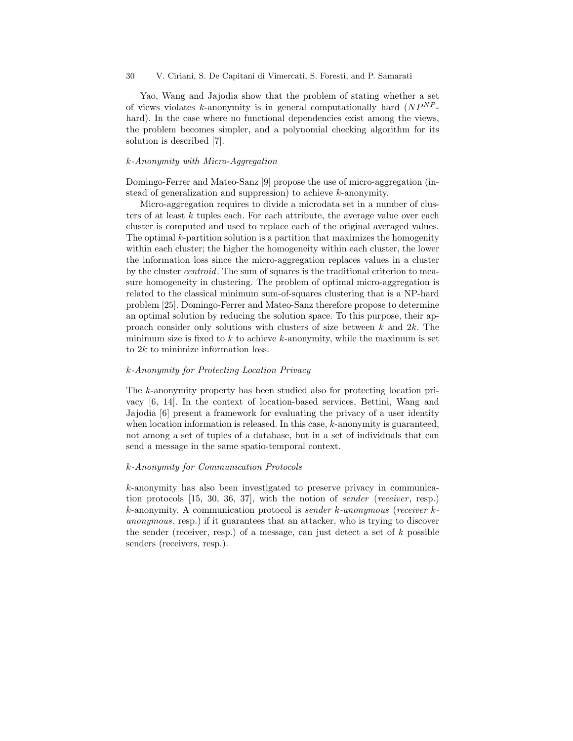Yao, Wang and Jajodia show that the problem of stating whether a set of views violates $k$-anonymity is in general computationally hard ($NP^{NP}$-hard). In the case where no functional dependencies exist among the views, the problem becomes simpler, and a polynomial checking algorithm for its solution is described [7].

### *k-Anonymity with Micro-Aggregation*

Domingo-Ferrer and Mateo-Sanz [9] propose the use of micro-aggregation (instead of generalization and suppression) to achieve $k$-anonymity.

Micro-aggregation requires to divide a microdata set in a number of clusters of at least $k$ tuples each. For each attribute, the average value over each cluster is computed and used to replace each of the original averaged values. The optimal $k$-partition solution is a partition that maximizes the homogenity within each cluster; the higher the homogeneity within each cluster, the lower the information loss since the micro-aggregation replaces values in a cluster by the cluster *centroid*. The sum of squares is the traditional criterion to measure homogeneity in clustering. The problem of optimal micro-aggregation is related to the classical minimum sum-of-squares clustering that is a NP-hard problem [25]. Domingo-Ferrer and Mateo-Sanz therefore propose to determine an optimal solution by reducing the solution space. To this purpose, their approach consider only solutions with clusters of size between $k$ and $2k$. The minimum size is fixed to $k$ to achieve $k$-anonymity, while the maximum is set to $2k$ to minimize information loss.

### *k-Anonymity for Protecting Location Privacy*

The $k$-anonymity property has been studied also for protecting location privacy [6, 14]. In the context of location-based services, Bettini, Wang and Jajodia [6] present a framework for evaluating the privacy of a user identity when location information is released. In this case, $k$-anonymity is guaranteed, not among a set of tuples of a database, but in a set of individuals that can send a message in the same spatio-temporal context.

### *k-Anonymity for Communication Protocols*

$k$-anonymity has also been investigated to preserve privacy in communication protocols [15, 30, 36, 37], with the notion of *sender* (*receiver*, resp.) $k$-anonymity. A communication protocol is *sender $k$-anonymous* (*receiver $k$-anonymous*, resp.) if it guarantees that an attacker, who is trying to discover the sender (receiver, resp.) of a message, can just detect a set of $k$ possible senders (receivers, resp.).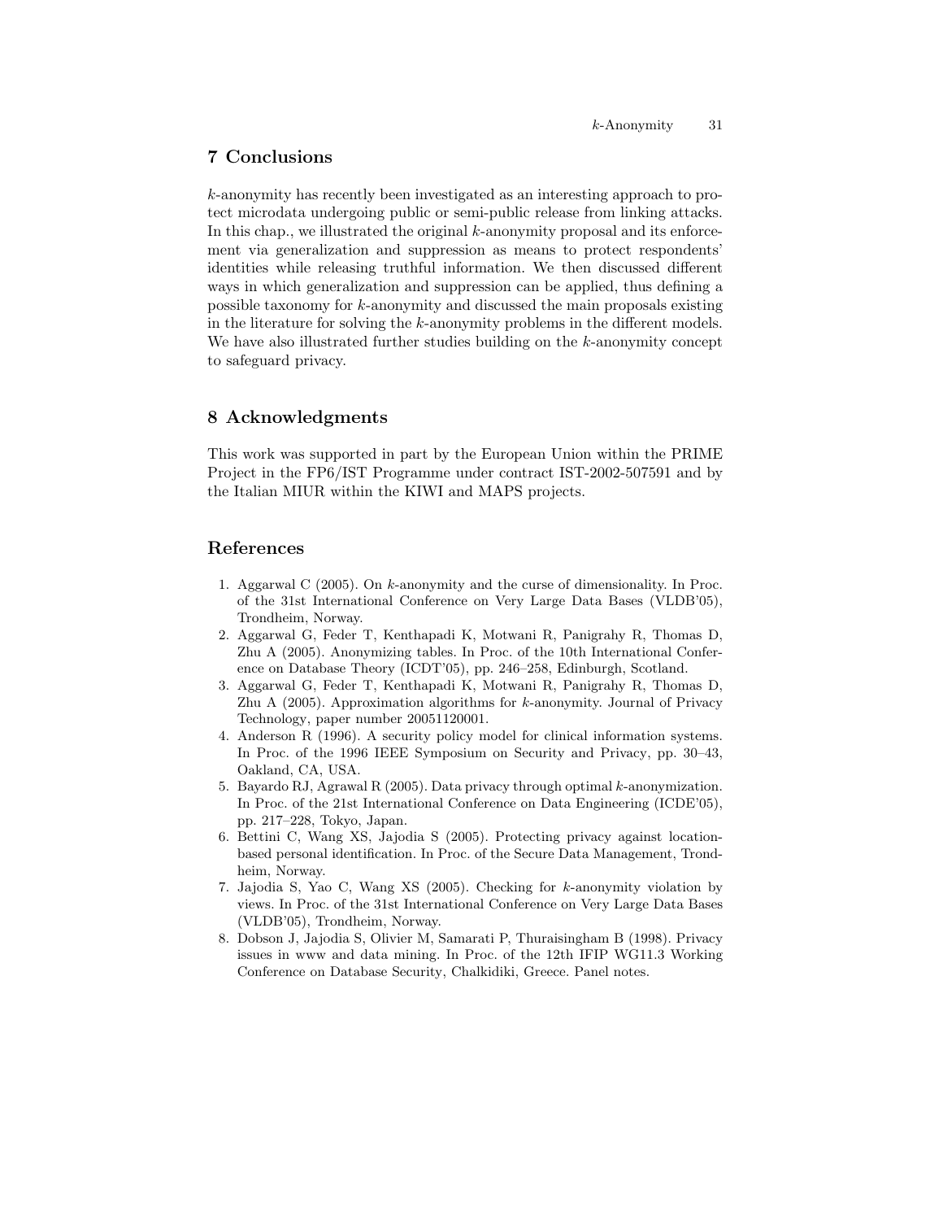## 7 Conclusions

$k$-anonymity has recently been investigated as an interesting approach to protect microdata undergoing public or semi-public release from linking attacks. In this chap., we illustrated the original $k$-anonymity proposal and its enforcement via generalization and suppression as means to protect respondents' identities while releasing truthful information. We then discussed different ways in which generalization and suppression can be applied, thus defining a possible taxonomy for $k$-anonymity and discussed the main proposals existing in the literature for solving the $k$-anonymity problems in the different models. We have also illustrated further studies building on the $k$-anonymity concept to safeguard privacy.

## 8 Acknowledgments

This work was supported in part by the European Union within the PRIME Project in the FP6/IST Programme under contract IST-2002-507591 and by the Italian MIUR within the KIWI and MAPS projects.

## References

1. Aggarwal C (2005). On $k$-anonymity and the curse of dimensionality. In Proc. of the 31st International Conference on Very Large Data Bases (VLDB'05), Trondheim, Norway.
2. Aggarwal G, Feder T, Kenthapadi K, Motwani R, Panigrahy R, Thomas D, Zhu A (2005). Anonymizing tables. In Proc. of the 10th International Conference on Database Theory (ICDT'05), pp. 246–258, Edinburgh, Scotland.
3. Aggarwal G, Feder T, Kenthapadi K, Motwani R, Panigrahy R, Thomas D, Zhu A (2005). Approximation algorithms for $k$-anonymity. Journal of Privacy Technology, paper number 20051120001.
4. Anderson R (1996). A security policy model for clinical information systems. In Proc. of the 1996 IEEE Symposium on Security and Privacy, pp. 30–43, Oakland, CA, USA.
5. Bayardo RJ, Agrawal R (2005). Data privacy through optimal $k$-anonymization. In Proc. of the 21st International Conference on Data Engineering (ICDE'05), pp. 217–228, Tokyo, Japan.
6. Bettini C, Wang XS, Jajodia S (2005). Protecting privacy against location-based personal identification. In Proc. of the Secure Data Management, Trondheim, Norway.
7. Jajodia S, Yao C, Wang XS (2005). Checking for $k$-anonymity violation by views. In Proc. of the 31st International Conference on Very Large Data Bases (VLDB'05), Trondheim, Norway.
8. Dobson J, Jajodia S, Olivier M, Samarati P, Thuraisingham B (1998). Privacy issues in www and data mining. In Proc. of the 12th IFIP WG11.3 Working Conference on Database Security, Chalkidiki, Greece. Panel notes.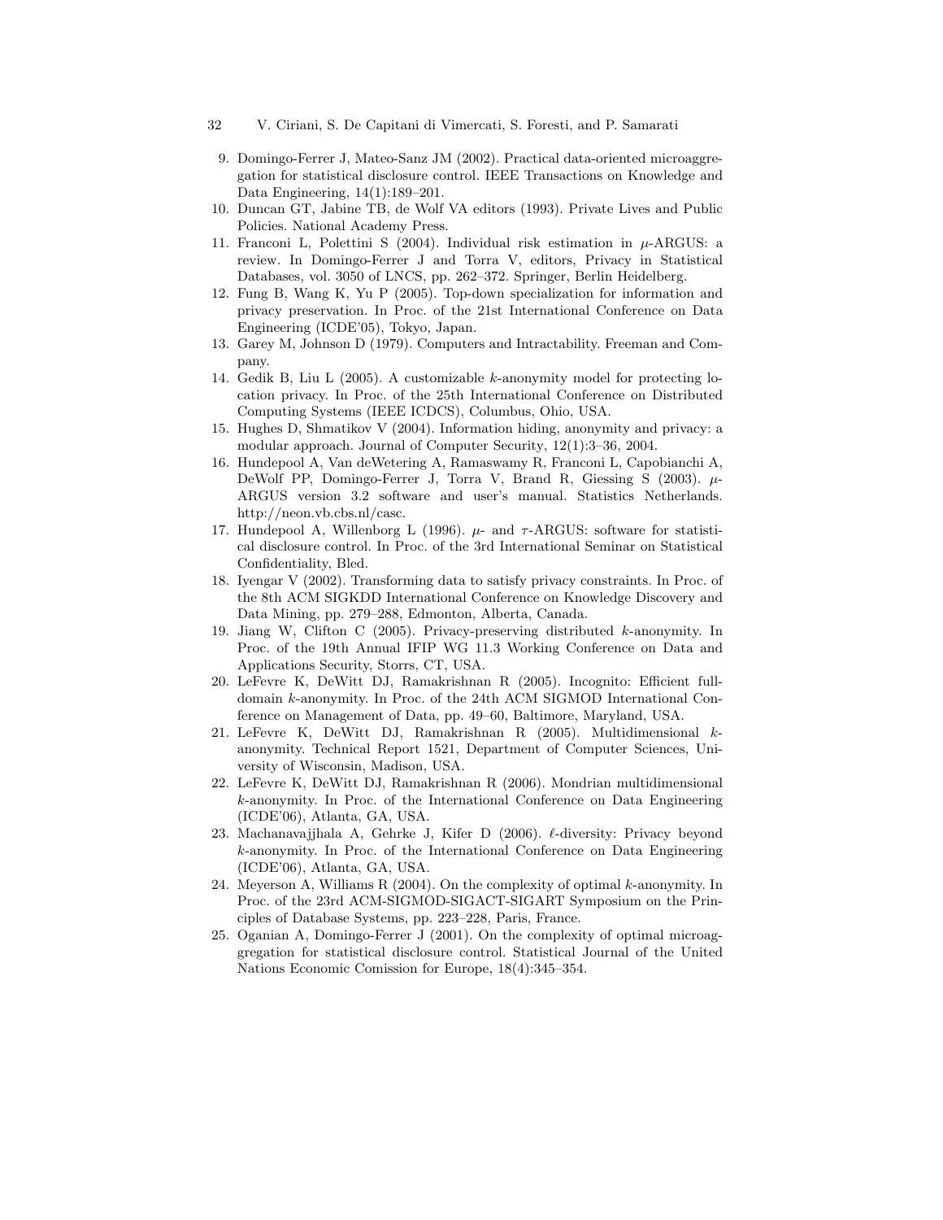9. Domingo-Ferrer J, Mateo-Sanz JM (2002). Practical data-oriented microaggregation for statistical disclosure control. IEEE Transactions on Knowledge and Data Engineering, 14(1):189–201.
10. Duncan GT, Jabine TB, de Wolf VA editors (1993). Private Lives and Public Policies. National Academy Press.
11. Franconi L, Polettini S (2004). Individual risk estimation in $\mu$-ARGUS: a review. In Domingo-Ferrer J and Torra V, editors, Privacy in Statistical Databases, vol. 3050 of LNCS, pp. 262–372. Springer, Berlin Heidelberg.
12. Fung B, Wang K, Yu P (2005). Top-down specialization for information and privacy preservation. In Proc. of the 21st International Conference on Data Engineering (ICDE'05), Tokyo, Japan.
13. Garey M, Johnson D (1979). Computers and Intractability. Freeman and Company.
14. Gedik B, Liu L (2005). A customizable $k$-anonymity model for protecting location privacy. In Proc. of the 25th International Conference on Distributed Computing Systems (IEEE ICDCS), Columbus, Ohio, USA.
15. Hughes D, Shmatikov V (2004). Information hiding, anonymity and privacy: a modular approach. Journal of Computer Security, 12(1):3–36, 2004.
16. Hundepool A, Van deWetering A, Ramaswamy R, Franconi L, Capobianchi A, DeWolf PP, Domingo-Ferrer J, Torra V, Brand R, Giessing S (2003). $\mu$-ARGUS version 3.2 software and user's manual. Statistics Netherlands. http://neon.vb.cbs.nl/casc.
17. Hundepool A, Willenborg L (1996). $\mu$- and $\tau$-ARGUS: software for statistical disclosure control. In Proc. of the 3rd International Seminar on Statistical Confidentiality, Bled.
18. Iyengar V (2002). Transforming data to satisfy privacy constraints. In Proc. of the 8th ACM SIGKDD International Conference on Knowledge Discovery and Data Mining, pp. 279–288, Edmonton, Alberta, Canada.
19. Jiang W, Clifton C (2005). Privacy-preserving distributed $k$-anonymity. In Proc. of the 19th Annual IFIP WG 11.3 Working Conference on Data and Applications Security, Storrs, CT, USA.
20. LeFevre K, DeWitt DJ, Ramakrishnan R (2005). Incognito: Efficient full-domain $k$-anonymity. In Proc. of the 24th ACM SIGMOD International Conference on Management of Data, pp. 49–60, Baltimore, Maryland, USA.
21. LeFevre K, DeWitt DJ, Ramakrishnan R (2005). Multidimensional $k$-anonymity. Technical Report 1521, Department of Computer Sciences, University of Wisconsin, Madison, USA.
22. LeFevre K, DeWitt DJ, Ramakrishnan R (2006). Mondrian multidimensional $k$-anonymity. In Proc. of the International Conference on Data Engineering (ICDE'06), Atlanta, GA, USA.
23. Machanavajjhala A, Gehrke J, Kifer D (2006). $\ell$-diversity: Privacy beyond $k$-anonymity. In Proc. of the International Conference on Data Engineering (ICDE'06), Atlanta, GA, USA.
24. Meyerson A, Williams R (2004). On the complexity of optimal $k$-anonymity. In Proc. of the 23rd ACM-SIGMOD-SIGACT-SIGART Symposium on the Principles of Database Systems, pp. 223–228, Paris, France.
25. Oganian A, Domingo-Ferrer J (2001). On the complexity of optimal microaggregation for statistical disclosure control. Statistical Journal of the United Nations Economic Comission for Europe, 18(4):345–354.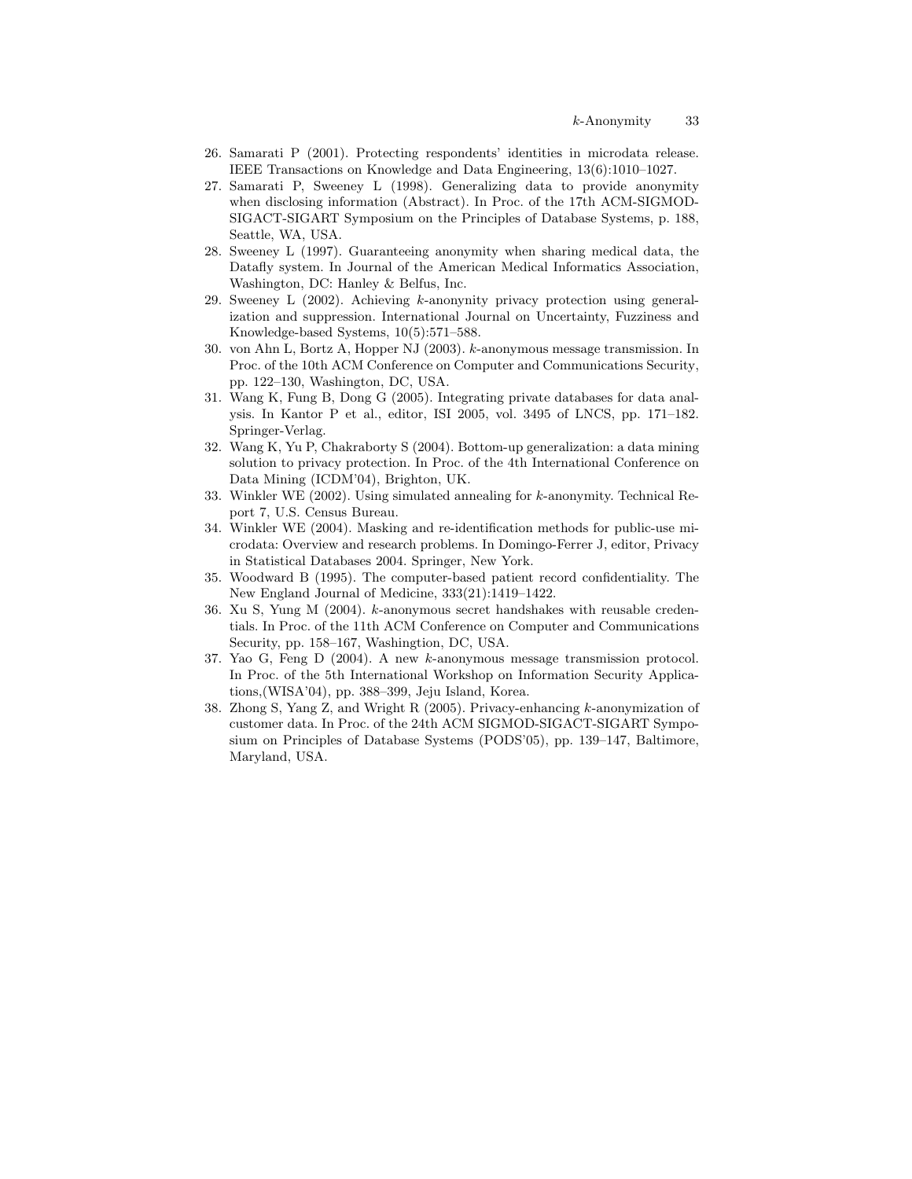26. Samarati P (2001). Protecting respondents' identities in microdata release. IEEE Transactions on Knowledge and Data Engineering, 13(6):1010–1027.
27. Samarati P, Sweeney L (1998). Generalizing data to provide anonymity when disclosing information (Abstract). In Proc. of the 17th ACM-SIGMOD-SIGACT-SIGART Symposium on the Principles of Database Systems, p. 188, Seattle, WA, USA.
28. Sweeney L (1997). Guaranteeing anonymity when sharing medical data, the Datafly system. In Journal of the American Medical Informatics Association, Washington, DC: Hanley & Belfus, Inc.
29. Sweeney L (2002). Achieving *k*-anonynity privacy protection using generalization and suppression. International Journal on Uncertainty, Fuzziness and Knowledge-based Systems, 10(5):571–588.
30. von Ahn L, Bortz A, Hopper NJ (2003). *k*-anonymous message transmission. In Proc. of the 10th ACM Conference on Computer and Communications Security, pp. 122–130, Washington, DC, USA.
31. Wang K, Fung B, Dong G (2005). Integrating private databases for data analysis. In Kantor P et al., editor, ISI 2005, vol. 3495 of LNCS, pp. 171–182. Springer-Verlag.
32. Wang K, Yu P, Chakraborty S (2004). Bottom-up generalization: a data mining solution to privacy protection. In Proc. of the 4th International Conference on Data Mining (ICDM'04), Brighton, UK.
33. Winkler WE (2002). Using simulated annealing for *k*-anonymity. Technical Report 7, U.S. Census Bureau.
34. Winkler WE (2004). Masking and re-identification methods for public-use microdata: Overview and research problems. In Domingo-Ferrer J, editor, Privacy in Statistical Databases 2004. Springer, New York.
35. Woodward B (1995). The computer-based patient record confidentiality. The New England Journal of Medicine, 333(21):1419–1422.
36. Xu S, Yung M (2004). *k*-anonymous secret handshakes with reusable credentials. In Proc. of the 11th ACM Conference on Computer and Communications Security, pp. 158–167, Washingtion, DC, USA.
37. Yao G, Feng D (2004). A new *k*-anonymous message transmission protocol. In Proc. of the 5th International Workshop on Information Security Applications,(WISA'04), pp. 388–399, Jeju Island, Korea.
38. Zhong S, Yang Z, and Wright R (2005). Privacy-enhancing *k*-anonymization of customer data. In Proc. of the 24th ACM SIGMOD-SIGACT-SIGART Symposium on Principles of Database Systems (PODS'05), pp. 139–147, Baltimore, Maryland, USA.